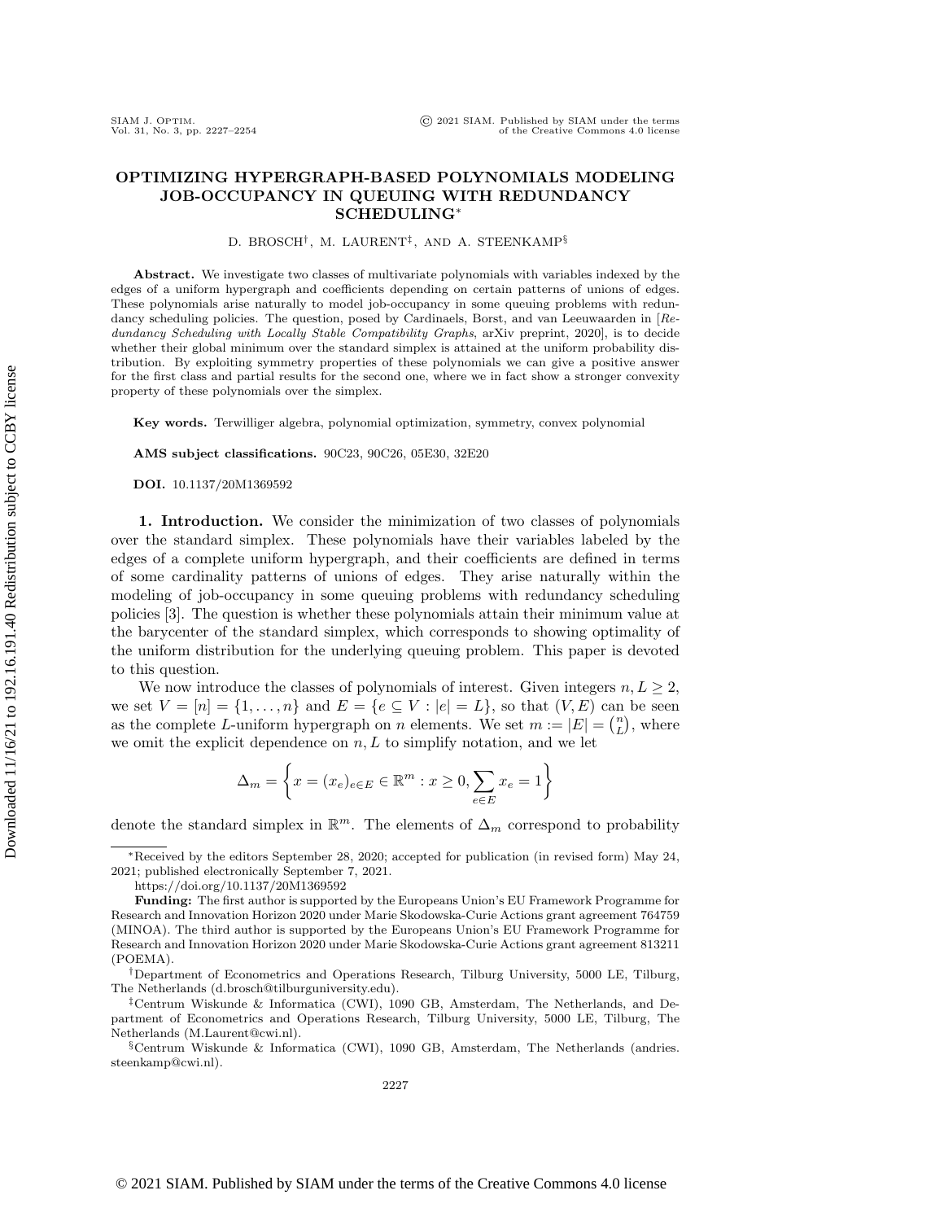# OPTIMIZING HYPERGRAPH-BASED POLYNOMIALS MODELING JOB-OCCUPANCY IN QUEUING WITH REDUNDANCY SCHEDULING*

D. BROSCH†, M. LAURENT‡, AND A. STEENKAMP§

**Abstract.** We investigate two classes of multivariate polynomials with variables indexed by the edges of a uniform hypergraph and coefficients depending on certain patterns of unions of edges. These polynomials arise naturally to model job-occupancy in some queuing problems with redundancy scheduling policies. The question, posed by Cardinaels, Borst, and van Leeuwaarden in [*Redundancy Scheduling with Locally Stable Compatibility Graphs*, arXiv preprint, 2020], is to decide whether their global minimum over the standard simplex is attained at the uniform probability distribution. By exploiting symmetry properties of these polynomials we can give a positive answer for the first class and partial results for the second one, where we in fact show a stronger convexity property of these polynomials over the simplex.

**Key words.** Terwilliger algebra, polynomial optimization, symmetry, convex polynomial

**AMS subject classifications.** 90C23, 90C26, 05E30, 32E20

**DOI.** 10.1137/20M1369592

## 1. Introduction.

We consider the minimization of two classes of polynomials over the standard simplex. These polynomials have their variables labeled by the edges of a complete uniform hypergraph, and their coefficients are defined in terms of some cardinality patterns of unions of edges. They arise naturally within the modeling of job-occupancy in some queuing problems with redundancy scheduling policies [3]. The question is whether these polynomials attain their minimum value at the barycenter of the standard simplex, which corresponds to showing optimality of the uniform distribution for the underlying queuing problem. This paper is devoted to this question.

We now introduce the classes of polynomials of interest. Given integers $n, L \geq 2$, we set $V = [n] = \{1, \ldots, n\}$ and $E = \{e \subseteq V : |e| = L\}$, so that $(V, E)$ can be seen as the complete $L$-uniform hypergraph on $n$ elements. We set $m := |E| = \binom{n}{L}$, where we omit the explicit dependence on $n, L$ to simplify notation, and we let

$$\Delta_m = \left\{ x = (x_e)_{e \in E} \in \mathbb{R}^m : x \geq 0, \sum_{e \in E} x_e = 1 \right\}$$

denote the standard simplex in $\mathbb{R}^m$. The elements of $\Delta_m$ correspond to probability

---

*Received by the editors September 28, 2020; accepted for publication (in revised form) May 24, 2021; published electronically September 7, 2021.
https://doi.org/10.1137/20M1369592

**Funding:** The first author is supported by the Europeans Union's EU Framework Programme for Research and Innovation Horizon 2020 under Marie Skodowska-Curie Actions grant agreement 764759 (MINOA). The third author is supported by the Europeans Union's EU Framework Programme for Research and Innovation Horizon 2020 under Marie Skodowska-Curie Actions grant agreement 813211 (POEMA).

†Department of Econometrics and Operations Research, Tilburg University, 5000 LE, Tilburg, The Netherlands (d.brosch@tilburguniversity.edu).

‡Centrum Wiskunde & Informatica (CWI), 1090 GB, Amsterdam, The Netherlands, and Department of Econometrics and Operations Research, Tilburg University, 5000 LE, Tilburg, The Netherlands (M.Laurent@cwi.nl).

§Centrum Wiskunde & Informatica (CWI), 1090 GB, Amsterdam, The Netherlands (andries.steenkamp@cwi.nl).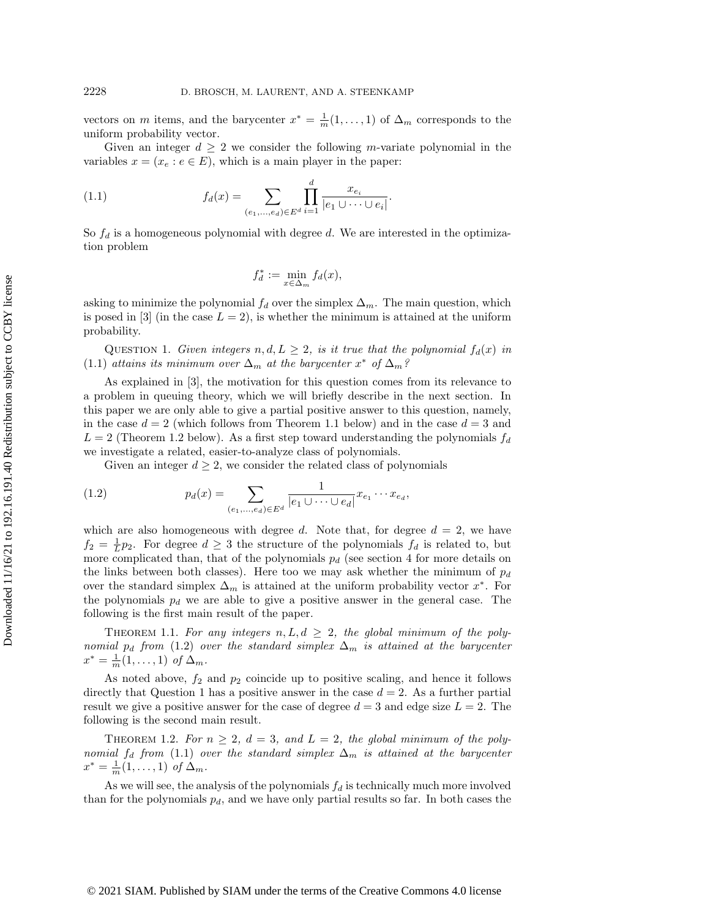vectors on $m$ items, and the barycenter $x^* = \frac{1}{m}(1, \ldots, 1)$ of $\Delta_m$ corresponds to the uniform probability vector.

Given an integer $d \geq 2$ we consider the following $m$-variate polynomial in the variables $x = (x_e : e \in E)$, which is a main player in the paper:

$$f_d(x) = \sum_{(e_1,\ldots,e_d)\in E^d} \prod_{i=1}^{d} \frac{x_{e_i}}{|e_1 \cup \cdots \cup e_i|}. \tag{1.1}$$

So $f_d$ is a homogeneous polynomial with degree $d$. We are interested in the optimization problem

$$f_d^* := \min_{x\in\Delta_m} f_d(x),$$

asking to minimize the polynomial $f_d$ over the simplex $\Delta_m$. The main question, which is posed in [3] (in the case $L = 2$), is whether the minimum is attained at the uniform probability.

Question 1. *Given integers $n, d, L \geq 2$, is it true that the polynomial $f_d(x)$ in* (1.1) *attains its minimum over $\Delta_m$ at the barycenter $x^*$ of $\Delta_m$?*

As explained in [3], the motivation for this question comes from its relevance to a problem in queuing theory, which we will briefly describe in the next section. In this paper we are only able to give a partial positive answer to this question, namely, in the case $d = 2$ (which follows from Theorem 1.1 below) and in the case $d = 3$ and $L = 2$ (Theorem 1.2 below). As a first step toward understanding the polynomials $f_d$ we investigate a related, easier-to-analyze class of polynomials.

Given an integer $d \geq 2$, we consider the related class of polynomials

$$p_d(x) = \sum_{(e_1,\ldots,e_d)\in E^d} \frac{1}{|e_1 \cup \cdots \cup e_d|} x_{e_1} \cdots x_{e_d}, \tag{1.2}$$

which are also homogeneous with degree $d$. Note that, for degree $d = 2$, we have $f_2 = \frac{1}{L}p_2$. For degree $d \geq 3$ the structure of the polynomials $f_d$ is related to, but more complicated than, that of the polynomials $p_d$ (see section 4 for more details on the links between both classes). Here too we may ask whether the minimum of $p_d$ over the standard simplex $\Delta_m$ is attained at the uniform probability vector $x^*$. For the polynomials $p_d$ we are able to give a positive answer in the general case. The following is the first main result of the paper.

Theorem 1.1. *For any integers $n, L, d \geq 2$, the global minimum of the polynomial $p_d$ from* (1.2) *over the standard simplex $\Delta_m$ is attained at the barycenter $x^* = \frac{1}{m}(1, \ldots, 1)$ of $\Delta_m$.*

As noted above, $f_2$ and $p_2$ coincide up to positive scaling, and hence it follows directly that Question 1 has a positive answer in the case $d = 2$. As a further partial result we give a positive answer for the case of degree $d = 3$ and edge size $L = 2$. The following is the second main result.

Theorem 1.2. *For $n \geq 2$, $d = 3$, and $L = 2$, the global minimum of the polynomial $f_d$ from* (1.1) *over the standard simplex $\Delta_m$ is attained at the barycenter $x^* = \frac{1}{m}(1, \ldots, 1)$ of $\Delta_m$.*

As we will see, the analysis of the polynomials $f_d$ is technically much more involved than for the polynomials $p_d$, and we have only partial results so far. In both cases the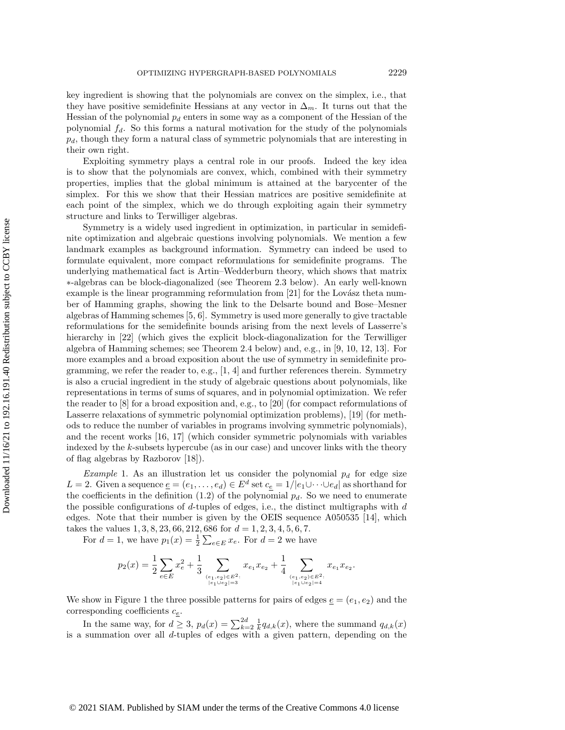key ingredient is showing that the polynomials are convex on the simplex, i.e., that they have positive semidefinite Hessians at any vector in $\Delta_m$. It turns out that the Hessian of the polynomial $p_d$ enters in some way as a component of the Hessian of the polynomial $f_d$. So this forms a natural motivation for the study of the polynomials $p_d$, though they form a natural class of symmetric polynomials that are interesting in their own right.

Exploiting symmetry plays a central role in our proofs. Indeed the key idea is to show that the polynomials are convex, which, combined with their symmetry properties, implies that the global minimum is attained at the barycenter of the simplex. For this we show that their Hessian matrices are positive semidefinite at each point of the simplex, which we do through exploiting again their symmetry structure and links to Terwilliger algebras.

Symmetry is a widely used ingredient in optimization, in particular in semidefinite optimization and algebraic questions involving polynomials. We mention a few landmark examples as background information. Symmetry can indeed be used to formulate equivalent, more compact reformulations for semidefinite programs. The underlying mathematical fact is Artin–Wedderburn theory, which shows that matrix $*$-algebras can be block-diagonalized (see Theorem 2.3 below). An early well-known example is the linear programming reformulation from [21] for the Lovász theta number of Hamming graphs, showing the link to the Delsarte bound and Bose–Mesner algebras of Hamming schemes [5, 6]. Symmetry is used more generally to give tractable reformulations for the semidefinite bounds arising from the next levels of Lasserre's hierarchy in [22] (which gives the explicit block-diagonalization for the Terwilliger algebra of Hamming schemes; see Theorem 2.4 below) and, e.g., in [9, 10, 12, 13]. For more examples and a broad exposition about the use of symmetry in semidefinite programming, we refer the reader to, e.g., [1, 4] and further references therein. Symmetry is also a crucial ingredient in the study of algebraic questions about polynomials, like representations in terms of sums of squares, and in polynomial optimization. We refer the reader to [8] for a broad exposition and, e.g., to [20] (for compact reformulations of Lasserre relaxations of symmetric polynomial optimization problems), [19] (for methods to reduce the number of variables in programs involving symmetric polynomials), and the recent works [16, 17] (which consider symmetric polynomials with variables indexed by the $k$-subsets hypercube (as in our case) and uncover links with the theory of flag algebras by Razborov [18]).

*Example* 1. As an illustration let us consider the polynomial $p_d$ for edge size $L = 2$. Given a sequence $\underline{e} = (e_1, \dots, e_d) \in E^d$ set $c_{\underline{e}} = 1/|e_1 \cup \dots \cup e_d|$ as shorthand for the coefficients in the definition (1.2) of the polynomial $p_d$. So we need to enumerate the possible configurations of $d$-tuples of edges, i.e., the distinct multigraphs with $d$ edges. Note that their number is given by the OEIS sequence A050535 [14], which takes the values $1, 3, 8, 23, 66, 212, 686$ for $d = 1, 2, 3, 4, 5, 6, 7$.

For $d = 1$, we have $p_1(x) = \frac{1}{2}\sum_{e\in E} x_e$. For $d = 2$ we have

$$p_2(x) = \frac{1}{2}\sum_{e\in E} x_e^2 + \frac{1}{3}\sum_{\substack{(e_1,e_2)\in E^2:\\ |e_1\cup e_2|=3}} x_{e_1}x_{e_2} + \frac{1}{4}\sum_{\substack{(e_1,e_2)\in E^2:\\ |e_1\cup e_2|=4}} x_{e_1}x_{e_2}.$$

We show in Figure 1 the three possible patterns for pairs of edges $\underline{e} = (e_1, e_2)$ and the corresponding coefficients $c_{\underline{e}}$.

In the same way, for $d \geq 3$, $p_d(x) = \sum_{k=2}^{2d} \frac{1}{k} q_{d,k}(x)$, where the summand $q_{d,k}(x)$ is a summation over all $d$-tuples of edges with a given pattern, depending on the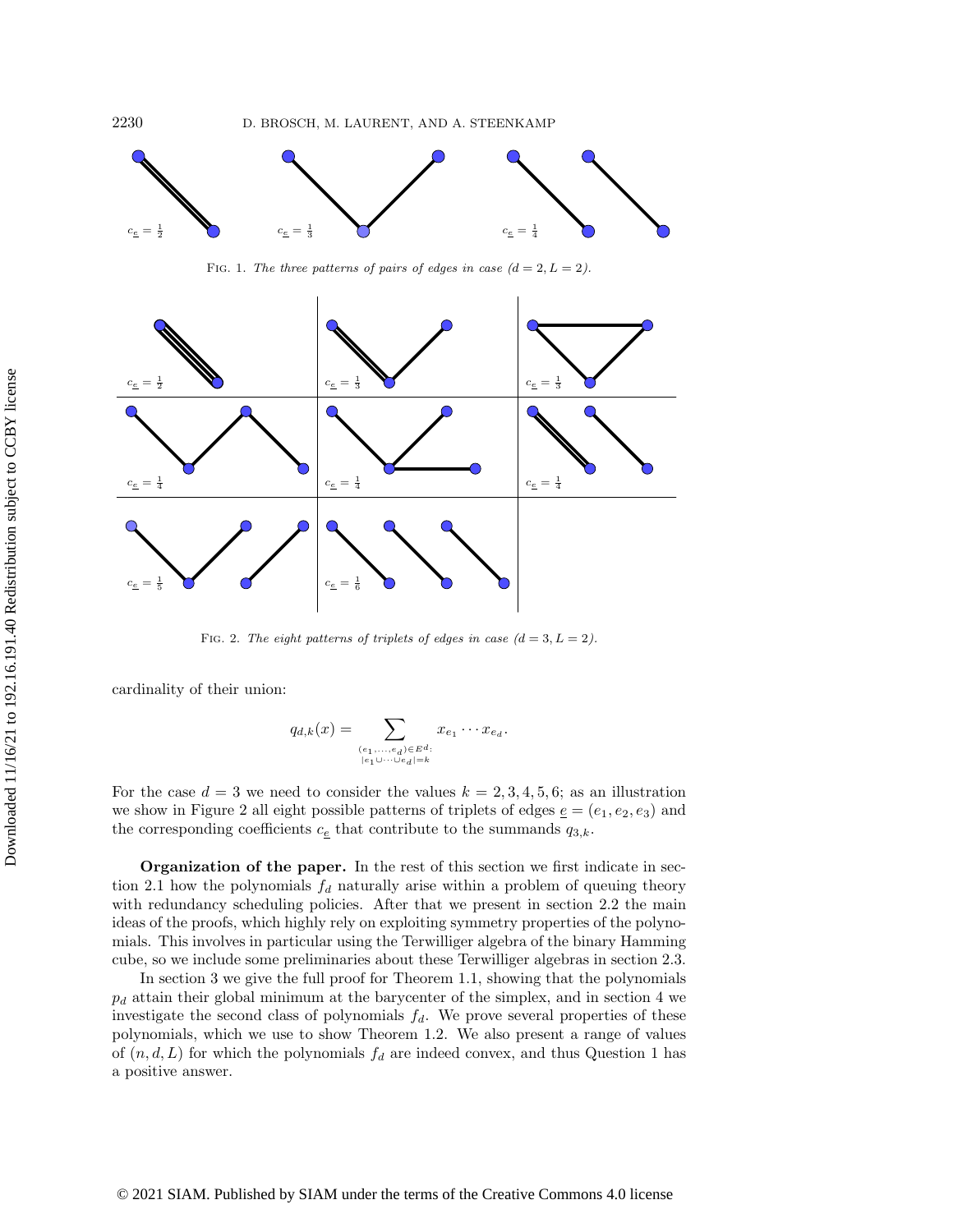$c_{\underline{e}} = \frac{1}{2}$ $c_{\underline{e}} = \frac{1}{3}$ $c_{\underline{e}} = \frac{1}{4}$

FIG. 1. *The three patterns of pairs of edges in case $(d = 2, L = 2)$.*

$c_{\underline{e}} = \frac{1}{2}$ $c_{\underline{e}} = \frac{1}{3}$ $c_{\underline{e}} = \frac{1}{3}$ $c_{\underline{e}} = \frac{1}{4}$ $c_{\underline{e}} = \frac{1}{4}$ $c_{\underline{e}} = \frac{1}{4}$ $c_{\underline{e}} = \frac{1}{5}$ $c_{\underline{e}} = \frac{1}{6}$

FIG. 2. *The eight patterns of triplets of edges in case $(d = 3, L = 2)$.*

cardinality of their union:

$$q_{d,k}(x) = \sum_{\substack{(e_1,\ldots,e_d)\in E^d:\\ |e_1\cup\cdots\cup e_d|=k}} x_{e_1}\cdots x_{e_d}.$$

For the case $d = 3$ we need to consider the values $k = 2, 3, 4, 5, 6$; as an illustration we show in Figure 2 all eight possible patterns of triplets of edges $\underline{e} = (e_1, e_2, e_3)$ and the corresponding coefficients $c_{\underline{e}}$ that contribute to the summands $q_{3,k}$.

**Organization of the paper.** In the rest of this section we first indicate in section 2.1 how the polynomials $f_d$ naturally arise within a problem of queuing theory with redundancy scheduling policies. After that we present in section 2.2 the main ideas of the proofs, which highly rely on exploiting symmetry properties of the polynomials. This involves in particular using the Terwilliger algebra of the binary Hamming cube, so we include some preliminaries about these Terwilliger algebras in section 2.3.

In section 3 we give the full proof for Theorem 1.1, showing that the polynomials $p_d$ attain their global minimum at the barycenter of the simplex, and in section 4 we investigate the second class of polynomials $f_d$. We prove several properties of these polynomials, which we use to show Theorem 1.2. We also present a range of values of $(n, d, L)$ for which the polynomials $f_d$ are indeed convex, and thus Question 1 has a positive answer.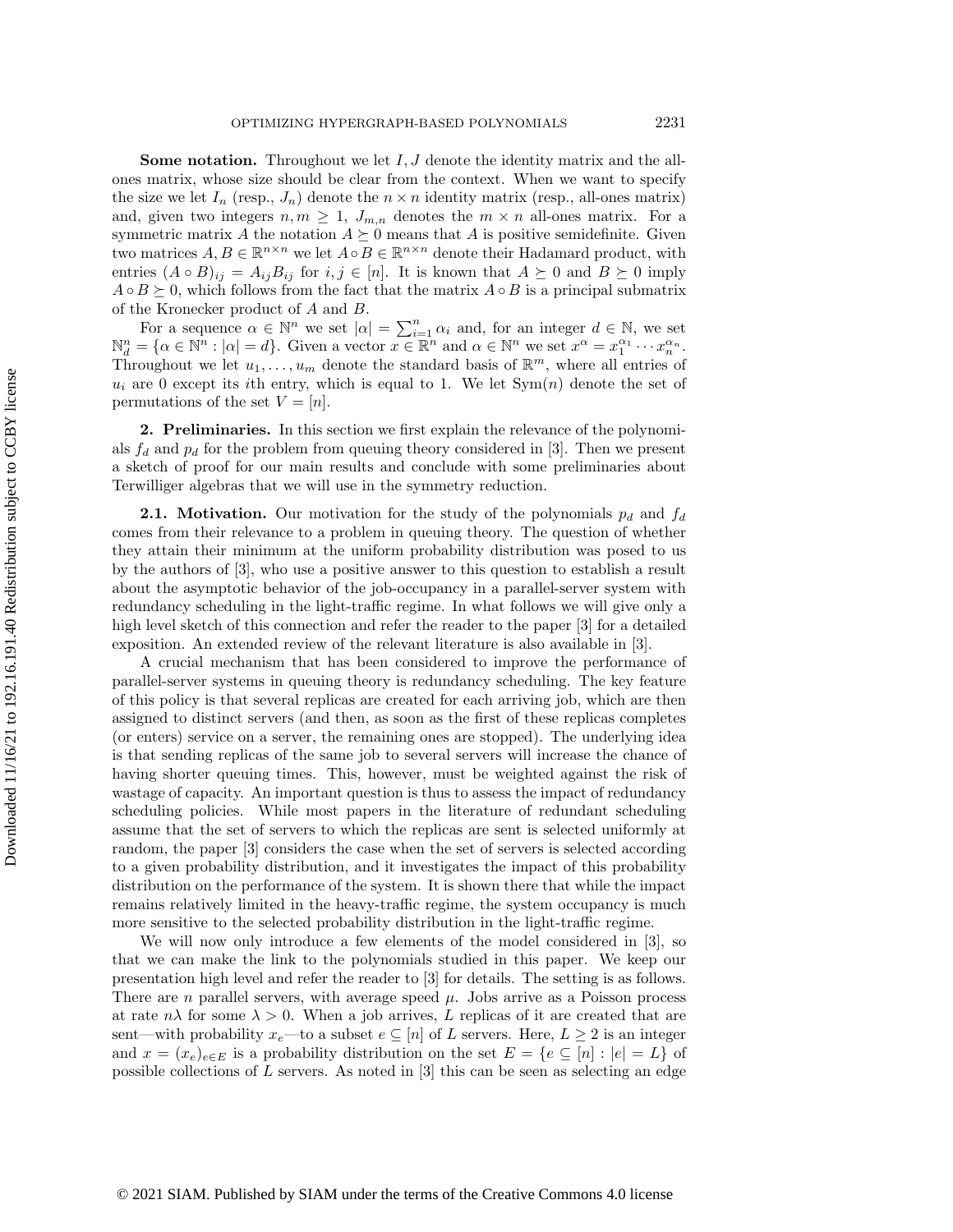**Some notation.** Throughout we let $I, J$ denote the identity matrix and the all-ones matrix, whose size should be clear from the context. When we want to specify the size we let $I_n$ (resp., $J_n$) denote the $n \times n$ identity matrix (resp., all-ones matrix) and, given two integers $n, m \geq 1$, $J_{m,n}$ denotes the $m \times n$ all-ones matrix. For a symmetric matrix $A$ the notation $A \succeq 0$ means that $A$ is positive semidefinite. Given two matrices $A, B \in \mathbb{R}^{n\times n}$ we let $A \circ B \in \mathbb{R}^{n\times n}$ denote their Hadamard product, with entries $(A \circ B)_{ij} = A_{ij}B_{ij}$ for $i, j \in [n]$. It is known that $A \succeq 0$ and $B \succeq 0$ imply $A \circ B \succeq 0$, which follows from the fact that the matrix $A \circ B$ is a principal submatrix of the Kronecker product of $A$ and $B$.

For a sequence $\alpha \in \mathbb{N}^n$ we set $|\alpha| = \sum_{i=1}^n \alpha_i$ and, for an integer $d \in \mathbb{N}$, we set $\mathbb{N}^n_d = \{\alpha \in \mathbb{N}^n : |\alpha| = d\}$. Given a vector $x \in \mathbb{R}^n$ and $\alpha \in \mathbb{N}^n$ we set $x^\alpha = x_1^{\alpha_1} \cdots x_n^{\alpha_n}$. Throughout we let $u_1, \ldots, u_m$ denote the standard basis of $\mathbb{R}^m$, where all entries of $u_i$ are 0 except its $i$th entry, which is equal to 1. We let $\mathrm{Sym}(n)$ denote the set of permutations of the set $V = [n]$.

## 2. Preliminaries.

In this section we first explain the relevance of the polynomials $f_d$ and $p_d$ for the problem from queuing theory considered in [3]. Then we present a sketch of proof for our main results and conclude with some preliminaries about Terwilliger algebras that we will use in the symmetry reduction.

### 2.1. Motivation.

Our motivation for the study of the polynomials $p_d$ and $f_d$ comes from their relevance to a problem in queuing theory. The question of whether they attain their minimum at the uniform probability distribution was posed to us by the authors of [3], who use a positive answer to this question to establish a result about the asymptotic behavior of the job-occupancy in a parallel-server system with redundancy scheduling in the light-traffic regime. In what follows we will give only a high level sketch of this connection and refer the reader to the paper [3] for a detailed exposition. An extended review of the relevant literature is also available in [3].

A crucial mechanism that has been considered to improve the performance of parallel-server systems in queuing theory is redundancy scheduling. The key feature of this policy is that several replicas are created for each arriving job, which are then assigned to distinct servers (and then, as soon as the first of these replicas completes (or enters) service on a server, the remaining ones are stopped). The underlying idea is that sending replicas of the same job to several servers will increase the chance of having shorter queuing times. This, however, must be weighted against the risk of wastage of capacity. An important question is thus to assess the impact of redundancy scheduling policies. While most papers in the literature of redundant scheduling assume that the set of servers to which the replicas are sent is selected uniformly at random, the paper [3] considers the case when the set of servers is selected according to a given probability distribution, and it investigates the impact of this probability distribution on the performance of the system. It is shown there that while the impact remains relatively limited in the heavy-traffic regime, the system occupancy is much more sensitive to the selected probability distribution in the light-traffic regime.

We will now only introduce a few elements of the model considered in [3], so that we can make the link to the polynomials studied in this paper. We keep our presentation high level and refer the reader to [3] for details. The setting is as follows. There are $n$ parallel servers, with average speed $\mu$. Jobs arrive as a Poisson process at rate $n\lambda$ for some $\lambda > 0$. When a job arrives, $L$ replicas of it are created that are sent—with probability $x_e$—to a subset $e \subseteq [n]$ of $L$ servers. Here, $L \geq 2$ is an integer and $x = (x_e)_{e\in E}$ is a probability distribution on the set $E = \{e \subseteq [n] : |e| = L\}$ of possible collections of $L$ servers. As noted in [3] this can be seen as selecting an edge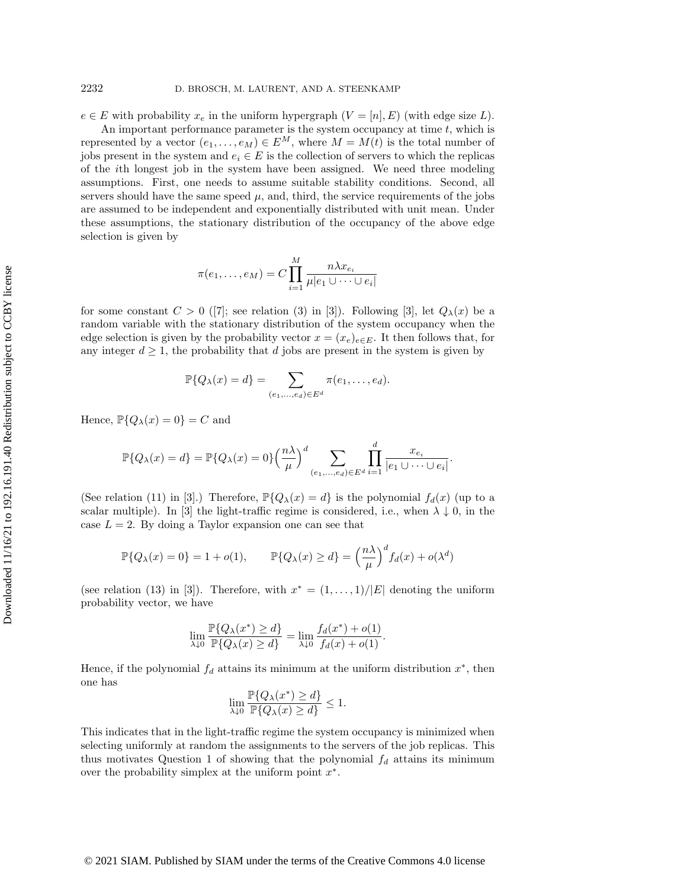$e \in E$ with probability $x_e$ in the uniform hypergraph $(V = [n], E)$ (with edge size $L$).

An important performance parameter is the system occupancy at time $t$, which is represented by a vector $(e_1, \ldots, e_M) \in E^M$, where $M = M(t)$ is the total number of jobs present in the system and $e_i \in E$ is the collection of servers to which the replicas of the $i$th longest job in the system have been assigned. We need three modeling assumptions. First, one needs to assume suitable stability conditions. Second, all servers should have the same speed $\mu$, and, third, the service requirements of the jobs are assumed to be independent and exponentially distributed with unit mean. Under these assumptions, the stationary distribution of the occupancy of the above edge selection is given by

$$\pi(e_1, \ldots, e_M) = C \prod_{i=1}^{M} \frac{n\lambda x_{e_i}}{\mu |e_1 \cup \cdots \cup e_i|}$$

for some constant $C > 0$ ([7]; see relation (3) in [3]). Following [3], let $Q_\lambda(x)$ be a random variable with the stationary distribution of the system occupancy when the edge selection is given by the probability vector $x = (x_e)_{e \in E}$. It then follows that, for any integer $d \geq 1$, the probability that $d$ jobs are present in the system is given by

$$\mathbb{P}\{Q_\lambda(x) = d\} = \sum_{(e_1, \ldots, e_d) \in E^d} \pi(e_1, \ldots, e_d).$$

Hence, $\mathbb{P}\{Q_\lambda(x) = 0\} = C$ and

$$\mathbb{P}\{Q_\lambda(x) = d\} = \mathbb{P}\{Q_\lambda(x) = 0\} \Big(\frac{n\lambda}{\mu}\Big)^d \sum_{(e_1, \ldots, e_d) \in E^d} \prod_{i=1}^{d} \frac{x_{e_i}}{|e_1 \cup \cdots \cup e_i|}.$$

(See relation (11) in [3].) Therefore, $\mathbb{P}\{Q_\lambda(x) = d\}$ is the polynomial $f_d(x)$ (up to a scalar multiple). In [3] the light-traffic regime is considered, i.e., when $\lambda \downarrow 0$, in the case $L = 2$. By doing a Taylor expansion one can see that

$$\mathbb{P}\{Q_\lambda(x) = 0\} = 1 + o(1), \qquad \mathbb{P}\{Q_\lambda(x) \geq d\} = \Big(\frac{n\lambda}{\mu}\Big)^d f_d(x) + o(\lambda^d)$$

(see relation (13) in [3]). Therefore, with $x^* = (1, \ldots, 1)/|E|$ denoting the uniform probability vector, we have

$$\lim_{\lambda \downarrow 0} \frac{\mathbb{P}\{Q_\lambda(x^*) \geq d\}}{\mathbb{P}\{Q_\lambda(x) \geq d\}} = \lim_{\lambda \downarrow 0} \frac{f_d(x^*) + o(1)}{f_d(x) + o(1)}.$$

Hence, if the polynomial $f_d$ attains its minimum at the uniform distribution $x^*$, then one has

$$\lim_{\lambda \downarrow 0} \frac{\mathbb{P}\{Q_\lambda(x^*) \geq d\}}{\mathbb{P}\{Q_\lambda(x) \geq d\}} \leq 1.$$

This indicates that in the light-traffic regime the system occupancy is minimized when selecting uniformly at random the assignments to the servers of the job replicas. This thus motivates Question 1 of showing that the polynomial $f_d$ attains its minimum over the probability simplex at the uniform point $x^*$.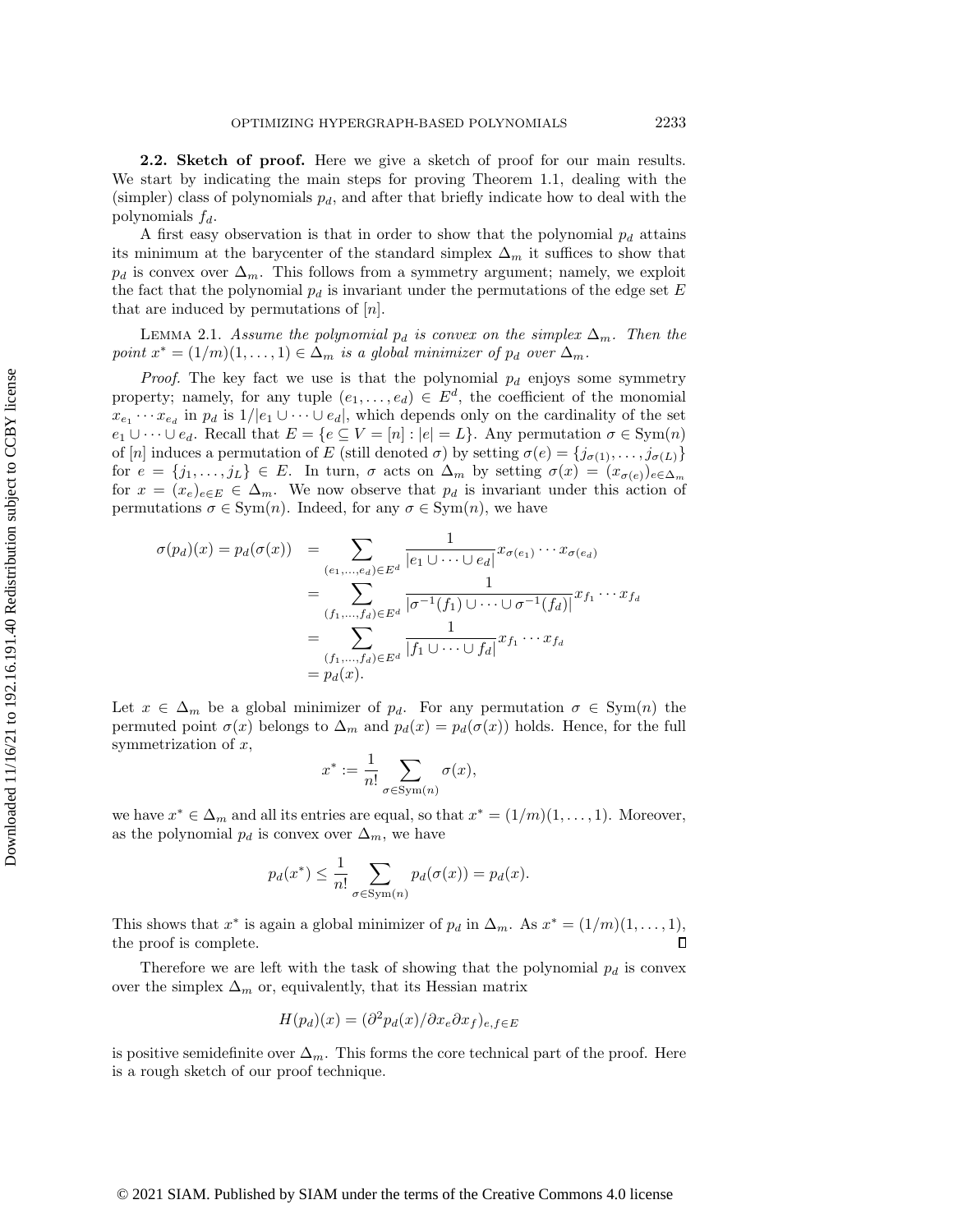**2.2. Sketch of proof.** Here we give a sketch of proof for our main results. We start by indicating the main steps for proving Theorem 1.1, dealing with the (simpler) class of polynomials $p_d$, and after that briefly indicate how to deal with the polynomials $f_d$.

A first easy observation is that in order to show that the polynomial $p_d$ attains its minimum at the barycenter of the standard simplex $\Delta_m$ it suffices to show that $p_d$ is convex over $\Delta_m$. This follows from a symmetry argument; namely, we exploit the fact that the polynomial $p_d$ is invariant under the permutations of the edge set $E$ that are induced by permutations of $[n]$.

LEMMA 2.1. *Assume the polynomial $p_d$ is convex on the simplex $\Delta_m$. Then the point $x^* = (1/m)(1, \ldots, 1) \in \Delta_m$ is a global minimizer of $p_d$ over $\Delta_m$.*

*Proof.* The key fact we use is that the polynomial $p_d$ enjoys some symmetry property; namely, for any tuple $(e_1, \ldots, e_d) \in E^d$, the coefficient of the monomial $x_{e_1} \cdots x_{e_d}$ in $p_d$ is $1/|e_1 \cup \cdots \cup e_d|$, which depends only on the cardinality of the set $e_1 \cup \cdots \cup e_d$. Recall that $E = \{e \subseteq V = [n] : |e| = L\}$. Any permutation $\sigma \in \mathrm{Sym}(n)$ of $[n]$ induces a permutation of $E$ (still denoted $\sigma$) by setting $\sigma(e) = \{j_{\sigma(1)}, \ldots, j_{\sigma(L)}\}$ for $e = \{j_1, \ldots, j_L\} \in E$. In turn, $\sigma$ acts on $\Delta_m$ by setting $\sigma(x) = (x_{\sigma(e)})_{e \in \Delta_m}$ for $x = (x_e)_{e \in E} \in \Delta_m$. We now observe that $p_d$ is invariant under this action of permutations $\sigma \in \mathrm{Sym}(n)$. Indeed, for any $\sigma \in \mathrm{Sym}(n)$, we have

$$
\begin{aligned}
\sigma(p_d)(x) = p_d(\sigma(x)) &= \sum_{(e_1,\ldots,e_d)\in E^d} \frac{1}{|e_1 \cup \cdots \cup e_d|} x_{\sigma(e_1)} \cdots x_{\sigma(e_d)} \\
&= \sum_{(f_1,\ldots,f_d)\in E^d} \frac{1}{|\sigma^{-1}(f_1) \cup \cdots \cup \sigma^{-1}(f_d)|} x_{f_1} \cdots x_{f_d} \\
&= \sum_{(f_1,\ldots,f_d)\in E^d} \frac{1}{|f_1 \cup \cdots \cup f_d|} x_{f_1} \cdots x_{f_d} \\
&= p_d(x).
\end{aligned}
$$

Let $x \in \Delta_m$ be a global minimizer of $p_d$. For any permutation $\sigma \in \mathrm{Sym}(n)$ the permuted point $\sigma(x)$ belongs to $\Delta_m$ and $p_d(x) = p_d(\sigma(x))$ holds. Hence, for the full symmetrization of $x$,

$$
x^* := \frac{1}{n!} \sum_{\sigma \in \mathrm{Sym}(n)} \sigma(x),
$$

we have $x^* \in \Delta_m$ and all its entries are equal, so that $x^* = (1/m)(1, \ldots, 1)$. Moreover, as the polynomial $p_d$ is convex over $\Delta_m$, we have

$$
p_d(x^*) \leq \frac{1}{n!} \sum_{\sigma \in \mathrm{Sym}(n)} p_d(\sigma(x)) = p_d(x).
$$

This shows that $x^*$ is again a global minimizer of $p_d$ in $\Delta_m$. As $x^* = (1/m)(1, \ldots, 1)$, the proof is complete. ∎

Therefore we are left with the task of showing that the polynomial $p_d$ is convex over the simplex $\Delta_m$ or, equivalently, that its Hessian matrix

$$
H(p_d)(x) = (\partial^2 p_d(x)/\partial x_e \partial x_f)_{e,f \in E}
$$

is positive semidefinite over $\Delta_m$. This forms the core technical part of the proof. Here is a rough sketch of our proof technique.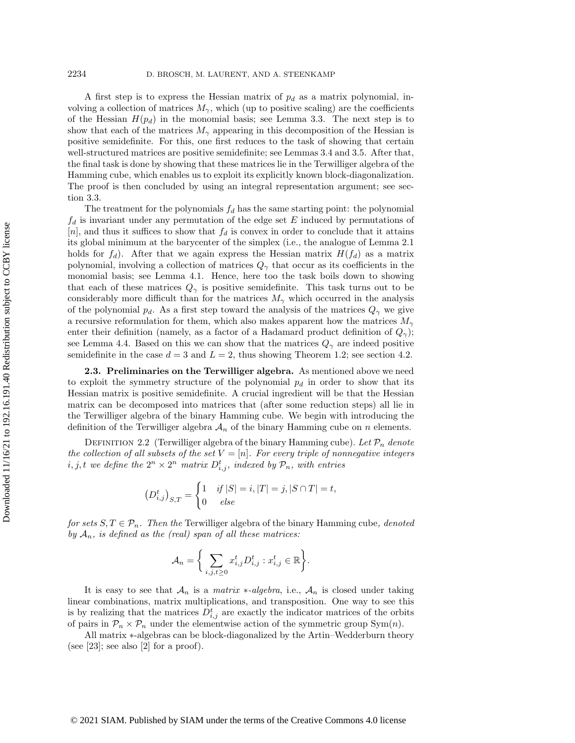A first step is to express the Hessian matrix of $p_d$ as a matrix polynomial, involving a collection of matrices $M_\gamma$, which (up to positive scaling) are the coefficients of the Hessian $H(p_d)$ in the monomial basis; see Lemma 3.3. The next step is to show that each of the matrices $M_\gamma$ appearing in this decomposition of the Hessian is positive semidefinite. For this, one first reduces to the task of showing that certain well-structured matrices are positive semidefinite; see Lemmas 3.4 and 3.5. After that, the final task is done by showing that these matrices lie in the Terwilliger algebra of the Hamming cube, which enables us to exploit its explicitly known block-diagonalization. The proof is then concluded by using an integral representation argument; see section 3.3.

The treatment for the polynomials $f_d$ has the same starting point: the polynomial $f_d$ is invariant under any permutation of the edge set $E$ induced by permutations of $[n]$, and thus it suffices to show that $f_d$ is convex in order to conclude that it attains its global minimum at the barycenter of the simplex (i.e., the analogue of Lemma 2.1 holds for $f_d$). After that we again express the Hessian matrix $H(f_d)$ as a matrix polynomial, involving a collection of matrices $Q_\gamma$ that occur as its coefficients in the monomial basis; see Lemma 4.1. Hence, here too the task boils down to showing that each of these matrices $Q_\gamma$ is positive semidefinite. This task turns out to be considerably more difficult than for the matrices $M_\gamma$ which occurred in the analysis of the polynomial $p_d$. As a first step toward the analysis of the matrices $Q_\gamma$ we give a recursive reformulation for them, which also makes apparent how the matrices $M_\gamma$ enter their definition (namely, as a factor of a Hadamard product definition of $Q_\gamma$); see Lemma 4.4. Based on this we can show that the matrices $Q_\gamma$ are indeed positive semidefinite in the case $d = 3$ and $L = 2$, thus showing Theorem 1.2; see section 4.2.

### 2.3. Preliminaries on the Terwilliger algebra.

As mentioned above we need to exploit the symmetry structure of the polynomial $p_d$ in order to show that its Hessian matrix is positive semidefinite. A crucial ingredient will be that the Hessian matrix can be decomposed into matrices that (after some reduction steps) all lie in the Terwilliger algebra of the binary Hamming cube. We begin with introducing the definition of the Terwilliger algebra $\mathcal{A}_n$ of the binary Hamming cube on $n$ elements.

Definition 2.2 (Terwilliger algebra of the binary Hamming cube). *Let $\mathcal{P}_n$ denote the collection of all subsets of the set $V = [n]$. For every triple of nonnegative integers $i, j, t$ we define the $2^n \times 2^n$ matrix $D^t_{i,j}$, indexed by $\mathcal{P}_n$, with entries*

$$\left(D^t_{i,j}\right)_{S,T} = \begin{cases} 1 & \text{if } |S| = i, |T| = j, |S \cap T| = t, \\ 0 & \text{else} \end{cases}$$

*for sets $S, T \in \mathcal{P}_n$. Then the* Terwilliger algebra of the binary Hamming cube*, denoted by $\mathcal{A}_n$, is defined as the (real) span of all these matrices:*

$$\mathcal{A}_n = \left\{ \sum_{i,j,t \geq 0} x^t_{i,j} D^t_{i,j} : x^t_{i,j} \in \mathbb{R} \right\}.$$

It is easy to see that $\mathcal{A}_n$ is a *matrix $*$-algebra*, i.e., $\mathcal{A}_n$ is closed under taking linear combinations, matrix multiplications, and transposition. One way to see this is by realizing that the matrices $D^t_{i,j}$ are exactly the indicator matrices of the orbits of pairs in $\mathcal{P}_n \times \mathcal{P}_n$ under the elementwise action of the symmetric group $\mathrm{Sym}(n)$.

All matrix $*$-algebras can be block-diagonalized by the Artin–Wedderburn theory (see [23]; see also [2] for a proof).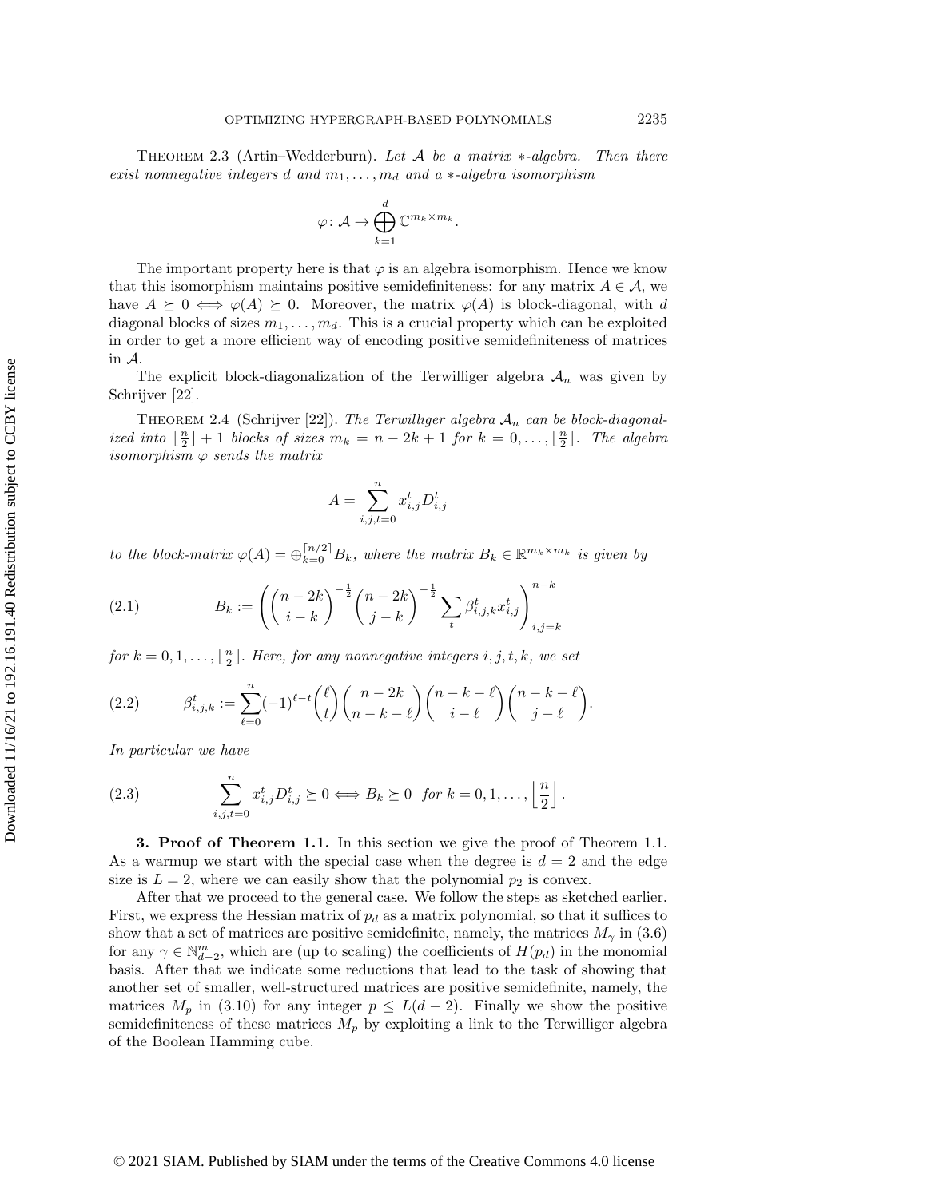Theorem 2.3 (Artin–Wedderburn). *Let $\mathcal{A}$ be a matrix $*$-algebra. Then there exist nonnegative integers $d$ and $m_1, \dots, m_d$ and a $*$-algebra isomorphism*

$$\varphi\colon \mathcal{A} \to \bigoplus_{k=1}^{d} \mathbb{C}^{m_k \times m_k}.$$

The important property here is that $\varphi$ is an algebra isomorphism. Hence we know that this isomorphism maintains positive semidefiniteness: for any matrix $A \in \mathcal{A}$, we have $A \succeq 0 \iff \varphi(A) \succeq 0$. Moreover, the matrix $\varphi(A)$ is block-diagonal, with $d$ diagonal blocks of sizes $m_1, \dots, m_d$. This is a crucial property which can be exploited in order to get a more efficient way of encoding positive semidefiniteness of matrices in $\mathcal{A}$.

The explicit block-diagonalization of the Terwilliger algebra $\mathcal{A}_n$ was given by Schrijver [22].

Theorem 2.4 (Schrijver [22]). *The Terwilliger algebra $\mathcal{A}_n$ can be block-diagonalized into $\lfloor \frac{n}{2} \rfloor + 1$ blocks of sizes $m_k = n - 2k + 1$ for $k = 0, \dots, \lfloor \frac{n}{2} \rfloor$. The algebra isomorphism $\varphi$ sends the matrix*

$$A = \sum_{i,j,t=0}^{n} x_{i,j}^t D_{i,j}^t$$

*to the block-matrix $\varphi(A) = \oplus_{k=0}^{\lceil n/2 \rceil} B_k$, where the matrix $B_k \in \mathbb{R}^{m_k \times m_k}$ is given by*

$$B_k := \left( \binom{n-2k}{i-k}^{-\frac{1}{2}} \binom{n-2k}{j-k}^{-\frac{1}{2}} \sum_t \beta_{i,j,k}^t x_{i,j}^t \right)_{i,j=k}^{n-k} \tag{2.1}$$

*for $k = 0, 1, \dots, \lfloor \frac{n}{2} \rfloor$. Here, for any nonnegative integers $i, j, t, k$, we set*

$$\beta_{i,j,k}^t := \sum_{\ell=0}^{n} (-1)^{\ell - t} \binom{\ell}{t} \binom{n-2k}{n-k-\ell} \binom{n-k-\ell}{i-\ell} \binom{n-k-\ell}{j-\ell}. \tag{2.2}$$

*In particular we have*

$$\sum_{i,j,t=0}^{n} x_{i,j}^t D_{i,j}^t \succeq 0 \iff B_k \succeq 0 \quad \text{for } k = 0, 1, \dots, \left\lfloor \frac{n}{2} \right\rfloor. \tag{2.3}$$

**3. Proof of Theorem 1.1.** In this section we give the proof of Theorem 1.1. As a warmup we start with the special case when the degree is $d = 2$ and the edge size is $L = 2$, where we can easily show that the polynomial $p_2$ is convex.

After that we proceed to the general case. We follow the steps as sketched earlier. First, we express the Hessian matrix of $p_d$ as a matrix polynomial, so that it suffices to show that a set of matrices are positive semidefinite, namely, the matrices $M_\gamma$ in (3.6) for any $\gamma \in \mathbb{N}_{d-2}^m$, which are (up to scaling) the coefficients of $H(p_d)$ in the monomial basis. After that we indicate some reductions that lead to the task of showing that another set of smaller, well-structured matrices are positive semidefinite, namely, the matrices $M_p$ in (3.10) for any integer $p \leq L(d-2)$. Finally we show the positive semidefiniteness of these matrices $M_p$ by exploiting a link to the Terwilliger algebra of the Boolean Hamming cube.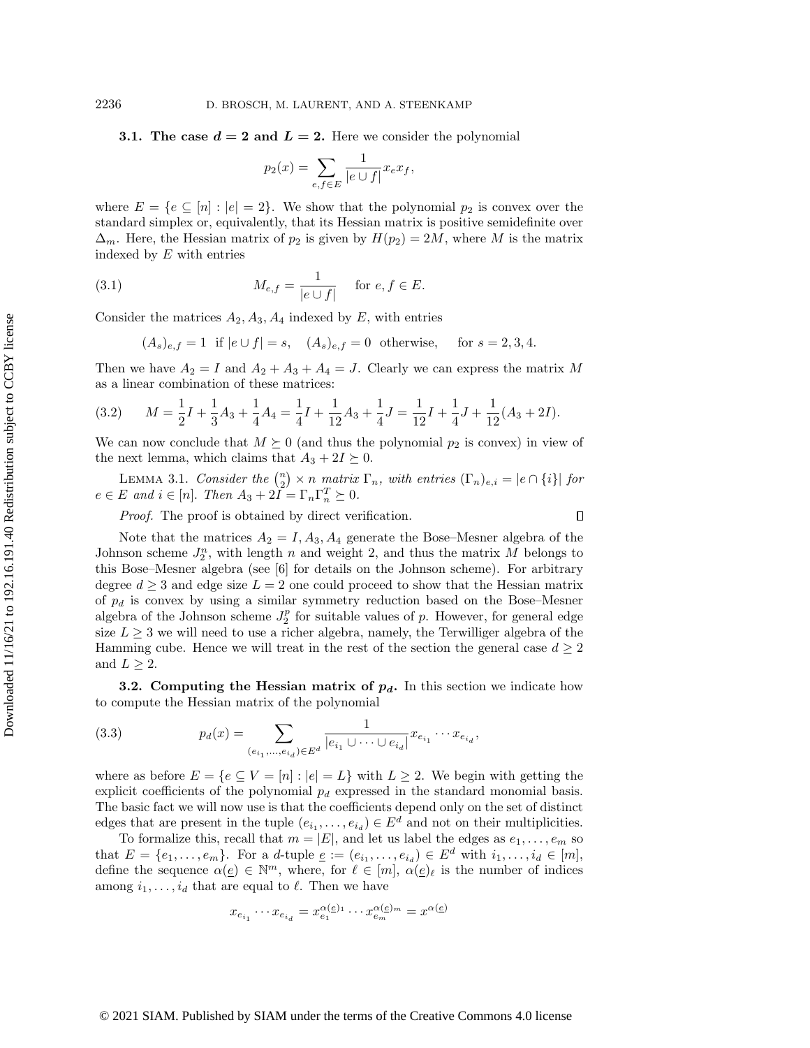**3.1. The case $d = 2$ and $L = 2$.** Here we consider the polynomial

$$p_2(x) = \sum_{e,f \in E} \frac{1}{|e \cup f|} x_e x_f,$$

where $E = \{e \subseteq [n] : |e| = 2\}$. We show that the polynomial $p_2$ is convex over the standard simplex or, equivalently, that its Hessian matrix is positive semidefinite over $\Delta_m$. Here, the Hessian matrix of $p_2$ is given by $H(p_2) = 2M$, where $M$ is the matrix indexed by $E$ with entries

$$M_{e,f} = \frac{1}{|e \cup f|} \quad \text{for } e, f \in E. \tag{3.1}$$

Consider the matrices $A_2, A_3, A_4$ indexed by $E$, with entries

$$(A_s)_{e,f} = 1 \text{ if } |e \cup f| = s, \quad (A_s)_{e,f} = 0 \text{ otherwise}, \quad \text{for } s = 2, 3, 4.$$

Then we have $A_2 = I$ and $A_2 + A_3 + A_4 = J$. Clearly we can express the matrix $M$ as a linear combination of these matrices:

$$M = \frac{1}{2}I + \frac{1}{3}A_3 + \frac{1}{4}A_4 = \frac{1}{4}I + \frac{1}{12}A_3 + \frac{1}{4}J = \frac{1}{12}I + \frac{1}{4}J + \frac{1}{12}(A_3 + 2I). \tag{3.2}$$

We can now conclude that $M \succeq 0$ (and thus the polynomial $p_2$ is convex) in view of the next lemma, which claims that $A_3 + 2I \succeq 0$.

LEMMA 3.1. *Consider the $\binom{n}{2} \times n$ matrix $\Gamma_n$, with entries $(\Gamma_n)_{e,i} = |e \cap \{i\}|$ for $e \in E$ and $i \in [n]$. Then $A_3 + 2I = \Gamma_n \Gamma_n^T \succeq 0$.*

*Proof.* The proof is obtained by direct verification. ∎

Note that the matrices $A_2 = I, A_3, A_4$ generate the Bose–Mesner algebra of the Johnson scheme $J_2^n$, with length $n$ and weight 2, and thus the matrix $M$ belongs to this Bose–Mesner algebra (see [6] for details on the Johnson scheme). For arbitrary degree $d \geq 3$ and edge size $L = 2$ one could proceed to show that the Hessian matrix of $p_d$ is convex by using a similar symmetry reduction based on the Bose–Mesner algebra of the Johnson scheme $J_2^p$ for suitable values of $p$. However, for general edge size $L \geq 3$ we will need to use a richer algebra, namely, the Terwilliger algebra of the Hamming cube. Hence we will treat in the rest of the section the general case $d \geq 2$ and $L \geq 2$.

**3.2. Computing the Hessian matrix of $p_d$.** In this section we indicate how to compute the Hessian matrix of the polynomial

$$p_d(x) = \sum_{(e_{i_1},\ldots,e_{i_d}) \in E^d} \frac{1}{|e_{i_1} \cup \cdots \cup e_{i_d}|} x_{e_{i_1}} \cdots x_{e_{i_d}}, \tag{3.3}$$

where as before $E = \{e \subseteq V = [n] : |e| = L\}$ with $L \geq 2$. We begin with getting the explicit coefficients of the polynomial $p_d$ expressed in the standard monomial basis. The basic fact we will now use is that the coefficients depend only on the set of distinct edges that are present in the tuple $(e_{i_1}, \ldots, e_{i_d}) \in E^d$ and not on their multiplicities.

To formalize this, recall that $m = |E|$, and let us label the edges as $e_1, \ldots, e_m$ so that $E = \{e_1, \ldots, e_m\}$. For a $d$-tuple $\underline{e} := (e_{i_1}, \ldots, e_{i_d}) \in E^d$ with $i_1, \ldots, i_d \in [m]$, define the sequence $\alpha(\underline{e}) \in \mathbb{N}^m$, where, for $\ell \in [m]$, $\alpha(\underline{e})_\ell$ is the number of indices among $i_1, \ldots, i_d$ that are equal to $\ell$. Then we have

$$x_{e_{i_1}} \cdots x_{e_{i_d}} = x_{e_1}^{\alpha(\underline{e})_1} \cdots x_{e_m}^{\alpha(\underline{e})_m} = x^{\alpha(\underline{e})}$$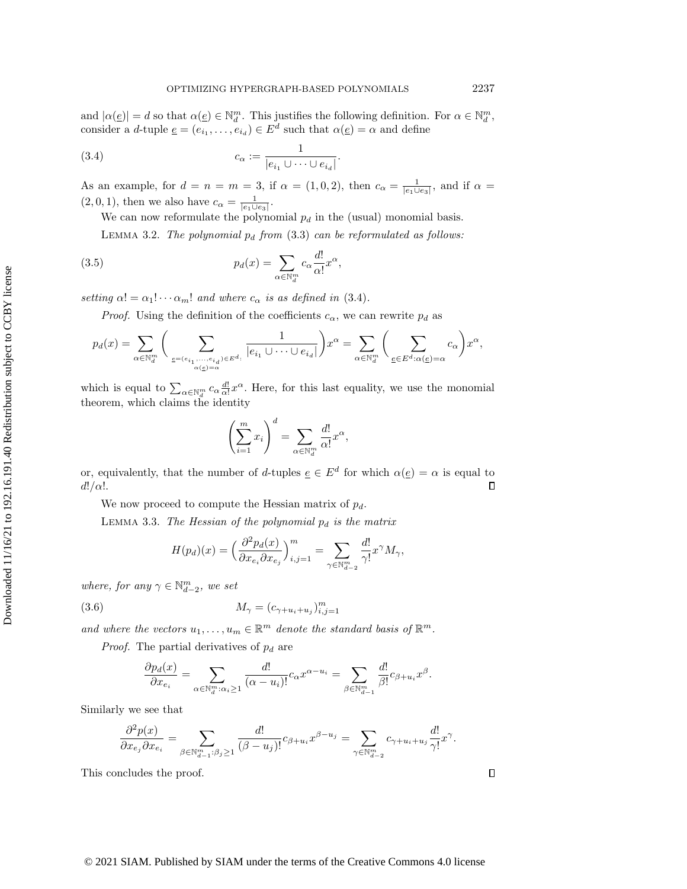and $|\alpha(\underline{e})| = d$ so that $\alpha(\underline{e}) \in \mathbb{N}^m_d$. This justifies the following definition. For $\alpha \in \mathbb{N}^m_d$, consider a $d$-tuple $\underline{e} = (e_{i_1}, \dots, e_{i_d}) \in E^d$ such that $\alpha(\underline{e}) = \alpha$ and define

$$c_\alpha := \frac{1}{|e_{i_1} \cup \cdots \cup e_{i_d}|}. \tag{3.4}$$

As an example, for $d = n = m = 3$, if $\alpha = (1, 0, 2)$, then $c_\alpha = \frac{1}{|e_1 \cup e_3|}$, and if $\alpha = (2, 0, 1)$, then we also have $c_\alpha = \frac{1}{|e_1 \cup e_3|}$.

We can now reformulate the polynomial $p_d$ in the (usual) monomial basis.

Lemma 3.2. *The polynomial $p_d$ from* (3.3) *can be reformulated as follows:*

$$p_d(x) = \sum_{\alpha \in \mathbb{N}^m_d} c_\alpha \frac{d!}{\alpha!} x^\alpha, \tag{3.5}$$

*setting $\alpha! = \alpha_1! \cdots \alpha_m!$ and where $c_\alpha$ is as defined in* (3.4).

*Proof.* Using the definition of the coefficients $c_\alpha$, we can rewrite $p_d$ as

$$p_d(x) = \sum_{\alpha \in \mathbb{N}^m_d} \Bigg( \sum_{\substack{\underline{e} = (e_{i_1}, \dots, e_{i_d}) \in E^d: \\ \alpha(\underline{e}) = \alpha}} \frac{1}{|e_{i_1} \cup \cdots \cup e_{i_d}|} \Bigg) x^\alpha = \sum_{\alpha \in \mathbb{N}^m_d} \Bigg( \sum_{\underline{e} \in E^d : \alpha(\underline{e}) = \alpha} c_\alpha \Bigg) x^\alpha,$$

which is equal to $\sum_{\alpha \in \mathbb{N}^m_d} c_\alpha \frac{d!}{\alpha!} x^\alpha$. Here, for this last equality, we use the monomial theorem, which claims the identity

$$\left( \sum_{i=1}^m x_i \right)^d = \sum_{\alpha \in \mathbb{N}^m_d} \frac{d!}{\alpha!} x^\alpha,$$

or, equivalently, that the number of $d$-tuples $\underline{e} \in E^d$ for which $\alpha(\underline{e}) = \alpha$ is equal to $d!/\alpha!$. ∎

We now proceed to compute the Hessian matrix of $p_d$.

Lemma 3.3. *The Hessian of the polynomial $p_d$ is the matrix*

$$H(p_d)(x) = \Big( \frac{\partial^2 p_d(x)}{\partial x_{e_i} \partial x_{e_j}} \Big)_{i,j=1}^m = \sum_{\gamma \in \mathbb{N}^m_{d-2}} \frac{d!}{\gamma!} x^\gamma M_\gamma,$$

*where, for any $\gamma \in \mathbb{N}^m_{d-2}$, we set*

$$M_\gamma = (c_{\gamma + u_i + u_j})_{i,j=1}^m \tag{3.6}$$

*and where the vectors $u_1, \dots, u_m \in \mathbb{R}^m$ denote the standard basis of $\mathbb{R}^m$.*

*Proof.* The partial derivatives of $p_d$ are

$$\frac{\partial p_d(x)}{\partial x_{e_i}} = \sum_{\alpha \in \mathbb{N}^m_d : \alpha_i \geq 1} \frac{d!}{(\alpha - u_i)!} c_\alpha x^{\alpha - u_i} = \sum_{\beta \in \mathbb{N}^m_{d-1}} \frac{d!}{\beta!} c_{\beta + u_i} x^\beta.$$

Similarly we see that

$$\frac{\partial^2 p(x)}{\partial x_{e_j} \partial x_{e_i}} = \sum_{\beta \in \mathbb{N}^m_{d-1} : \beta_j \geq 1} \frac{d!}{(\beta - u_j)!} c_{\beta + u_i} x^{\beta - u_j} = \sum_{\gamma \in \mathbb{N}^m_{d-2}} c_{\gamma + u_i + u_j} \frac{d!}{\gamma!} x^\gamma.$$

This concludes the proof. ∎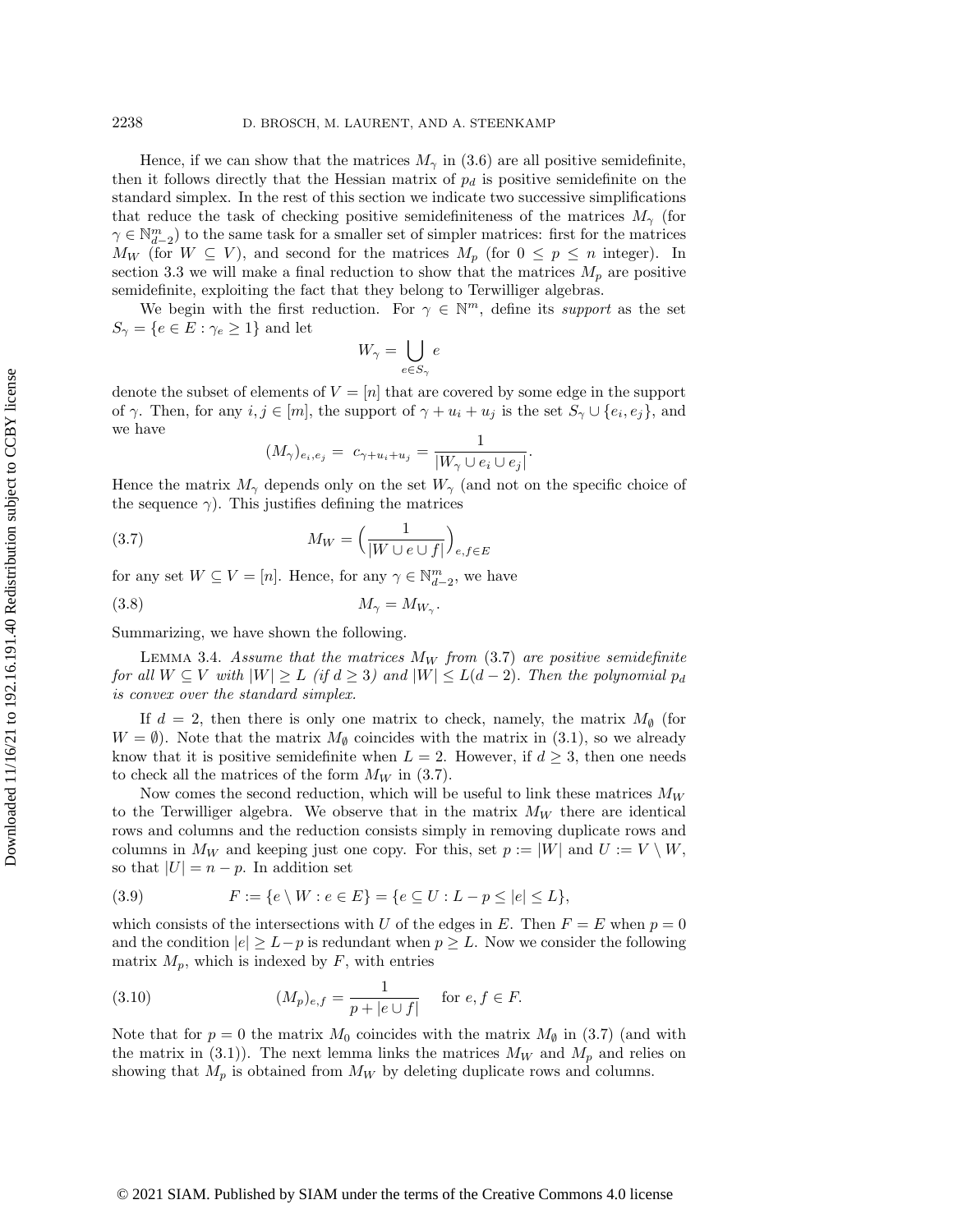Hence, if we can show that the matrices $M_\gamma$ in (3.6) are all positive semidefinite, then it follows directly that the Hessian matrix of $p_d$ is positive semidefinite on the standard simplex. In the rest of this section we indicate two successive simplifications that reduce the task of checking positive semidefiniteness of the matrices $M_\gamma$ (for $\gamma \in \mathbb{N}^m_{d-2}$) to the same task for a smaller set of simpler matrices: first for the matrices $M_W$ (for $W \subseteq V$), and second for the matrices $M_p$ (for $0 \leq p \leq n$ integer). In section 3.3 we will make a final reduction to show that the matrices $M_p$ are positive semidefinite, exploiting the fact that they belong to Terwilliger algebras.

We begin with the first reduction. For $\gamma \in \mathbb{N}^m$, define its *support* as the set $S_\gamma = \{e \in E : \gamma_e \geq 1\}$ and let

$$W_\gamma = \bigcup_{e \in S_\gamma} e$$

denote the subset of elements of $V = [n]$ that are covered by some edge in the support of $\gamma$. Then, for any $i, j \in [m]$, the support of $\gamma + u_i + u_j$ is the set $S_\gamma \cup \{e_i, e_j\}$, and we have

$$(M_\gamma)_{e_i, e_j} = c_{\gamma+u_i+u_j} = \frac{1}{|W_\gamma \cup e_i \cup e_j|}.$$

Hence the matrix $M_\gamma$ depends only on the set $W_\gamma$ (and not on the specific choice of the sequence $\gamma$). This justifies defining the matrices

$$M_W = \Big(\frac{1}{|W \cup e \cup f|}\Big)_{e,f \in E} \tag{3.7}$$

for any set $W \subseteq V = [n]$. Hence, for any $\gamma \in \mathbb{N}^m_{d-2}$, we have

$$M_\gamma = M_{W_\gamma}. \tag{3.8}$$

Summarizing, we have shown the following.

Lemma 3.4. *Assume that the matrices $M_W$ from (3.7) are positive semidefinite for all $W \subseteq V$ with $|W| \geq L$ (if $d \geq 3$) and $|W| \leq L(d-2)$. Then the polynomial $p_d$ is convex over the standard simplex.*

If $d = 2$, then there is only one matrix to check, namely, the matrix $M_\emptyset$ (for $W = \emptyset$). Note that the matrix $M_\emptyset$ coincides with the matrix in (3.1), so we already know that it is positive semidefinite when $L = 2$. However, if $d \geq 3$, then one needs to check all the matrices of the form $M_W$ in (3.7).

Now comes the second reduction, which will be useful to link these matrices $M_W$ to the Terwilliger algebra. We observe that in the matrix $M_W$ there are identical rows and columns and the reduction consists simply in removing duplicate rows and columns in $M_W$ and keeping just one copy. For this, set $p := |W|$ and $U := V \setminus W$, so that $|U| = n - p$. In addition set

$$F := \{e \setminus W : e \in E\} = \{e \subseteq U : L - p \leq |e| \leq L\}, \tag{3.9}$$

which consists of the intersections with $U$ of the edges in $E$. Then $F = E$ when $p = 0$ and the condition $|e| \geq L - p$ is redundant when $p \geq L$. Now we consider the following matrix $M_p$, which is indexed by $F$, with entries

$$(M_p)_{e,f} = \frac{1}{p + |e \cup f|} \quad \text{for } e, f \in F. \tag{3.10}$$

Note that for $p = 0$ the matrix $M_0$ coincides with the matrix $M_\emptyset$ in (3.7) (and with the matrix in (3.1)). The next lemma links the matrices $M_W$ and $M_p$ and relies on showing that $M_p$ is obtained from $M_W$ by deleting duplicate rows and columns.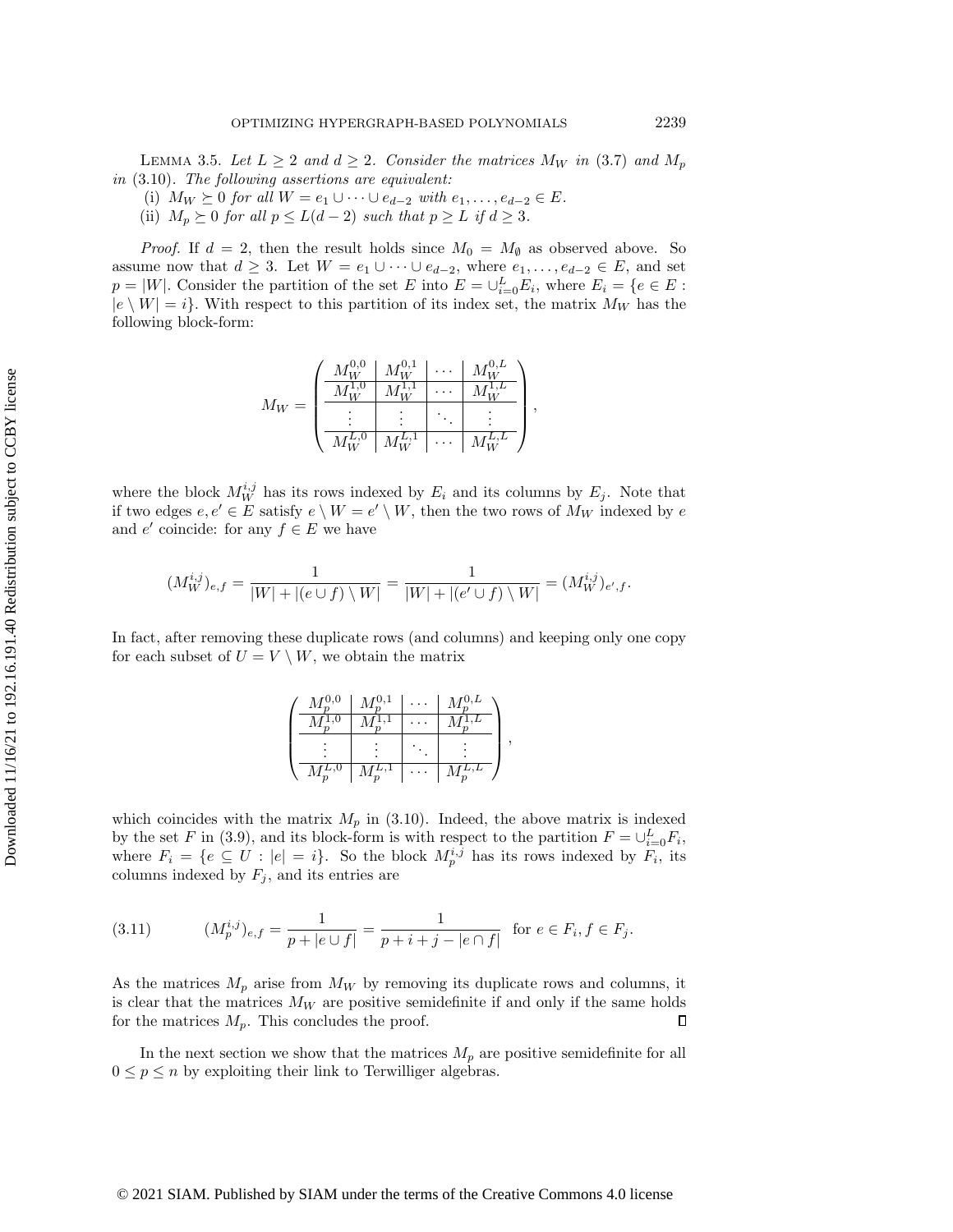Lemma 3.5. *Let $L \geq 2$ and $d \geq 2$. Consider the matrices $M_W$ in* (3.7) *and $M_p$ in* (3.10)*. The following assertions are equivalent:*

(i) *$M_W \succeq 0$ for all $W = e_1 \cup \cdots \cup e_{d-2}$ with $e_1, \ldots, e_{d-2} \in E$.*

(ii) *$M_p \succeq 0$ for all $p \leq L(d-2)$ such that $p \geq L$ if $d \geq 3$.*

*Proof.* If $d = 2$, then the result holds since $M_0 = M_\emptyset$ as observed above. So assume now that $d \geq 3$. Let $W = e_1 \cup \cdots \cup e_{d-2}$, where $e_1, \ldots, e_{d-2} \in E$, and set $p = |W|$. Consider the partition of the set $E$ into $E = \cup_{i=0}^{L} E_i$, where $E_i = \{e \in E : |e \setminus W| = i\}$. With respect to this partition of its index set, the matrix $M_W$ has the following block-form:

$$M_W = \left(\begin{array}{c|c|c|c} M_W^{0,0} & M_W^{0,1} & \cdots & M_W^{0,L} \\ \hline M_W^{1,0} & M_W^{1,1} & \cdots & M_W^{1,L} \\ \hline \vdots & \vdots & \ddots & \vdots \\ \hline M_W^{L,0} & M_W^{L,1} & \cdots & M_W^{L,L} \end{array}\right),$$

where the block $M_W^{i,j}$ has its rows indexed by $E_i$ and its columns by $E_j$. Note that if two edges $e, e' \in E$ satisfy $e \setminus W = e' \setminus W$, then the two rows of $M_W$ indexed by $e$ and $e'$ coincide: for any $f \in E$ we have

$$(M_W^{i,j})_{e,f} = \frac{1}{|W| + |(e \cup f) \setminus W|} = \frac{1}{|W| + |(e' \cup f) \setminus W|} = (M_W^{i,j})_{e',f}.$$

In fact, after removing these duplicate rows (and columns) and keeping only one copy for each subset of $U = V \setminus W$, we obtain the matrix

$$\left(\begin{array}{c|c|c|c} M_p^{0,0} & M_p^{0,1} & \cdots & M_p^{0,L} \\ \hline M_p^{1,0} & M_p^{1,1} & \cdots & M_p^{1,L} \\ \hline \vdots & \vdots & \ddots & \vdots \\ \hline M_p^{L,0} & M_p^{L,1} & \cdots & M_p^{L,L} \end{array}\right),$$

which coincides with the matrix $M_p$ in (3.10). Indeed, the above matrix is indexed by the set $F$ in (3.9), and its block-form is with respect to the partition $F = \cup_{i=0}^{L} F_i$, where $F_i = \{e \subseteq U : |e| = i\}$. So the block $M_p^{i,j}$ has its rows indexed by $F_i$, its columns indexed by $F_j$, and its entries are

$$(M_p^{i,j})_{e,f} = \frac{1}{p + |e \cup f|} = \frac{1}{p + i + j - |e \cap f|} \quad \text{for } e \in F_i, f \in F_j. \tag{3.11}$$

As the matrices $M_p$ arise from $M_W$ by removing its duplicate rows and columns, it is clear that the matrices $M_W$ are positive semidefinite if and only if the same holds for the matrices $M_p$. This concludes the proof. $\square$

In the next section we show that the matrices $M_p$ are positive semidefinite for all $0 \leq p \leq n$ by exploiting their link to Terwilliger algebras.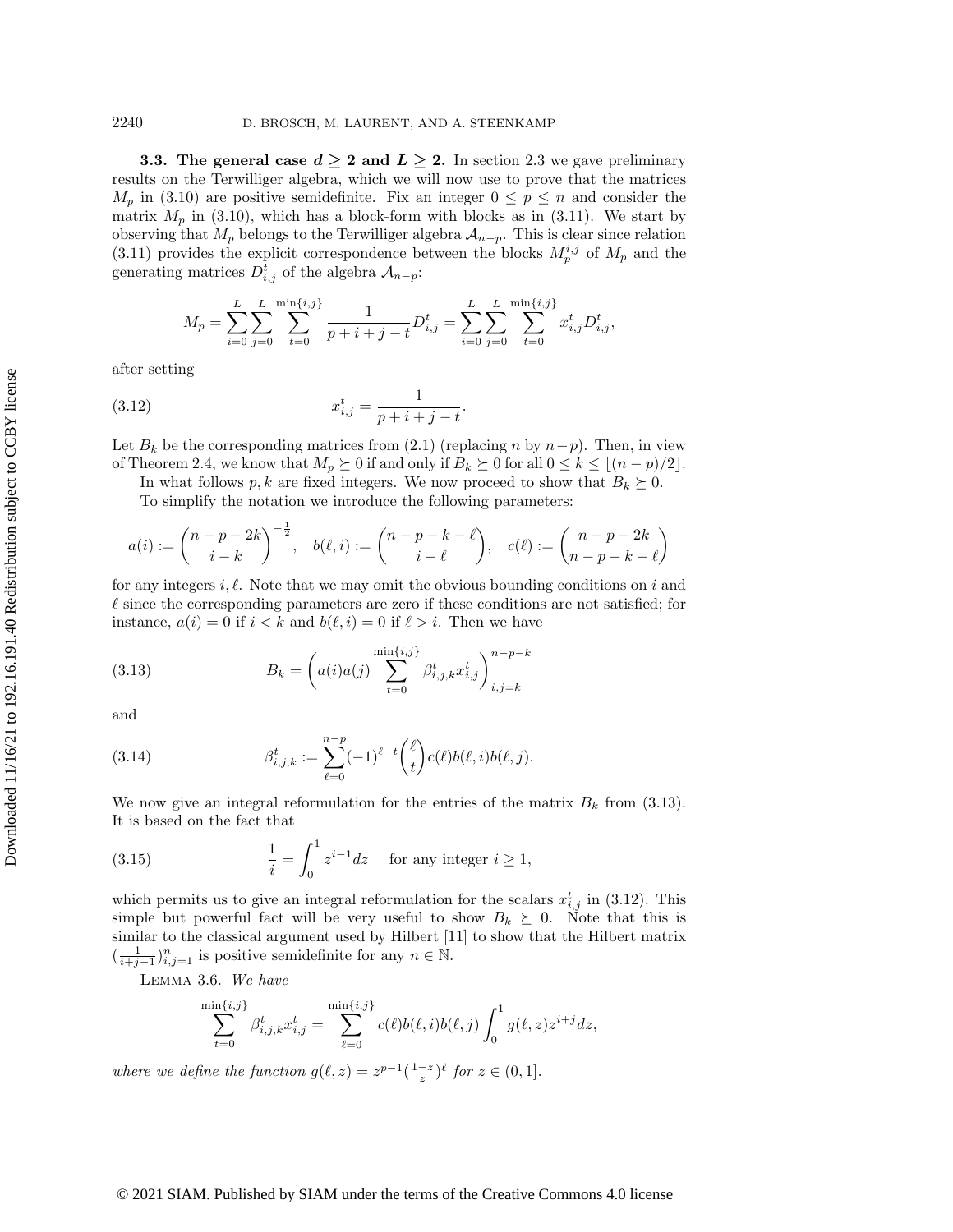**3.3. The general case $d \geq 2$ and $L \geq 2$.** In section 2.3 we gave preliminary results on the Terwilliger algebra, which we will now use to prove that the matrices $M_p$ in (3.10) are positive semidefinite. Fix an integer $0 \leq p \leq n$ and consider the matrix $M_p$ in (3.10), which has a block-form with blocks as in (3.11). We start by observing that $M_p$ belongs to the Terwilliger algebra $\mathcal{A}_{n-p}$. This is clear since relation (3.11) provides the explicit correspondence between the blocks $M_p^{i,j}$ of $M_p$ and the generating matrices $D_{i,j}^t$ of the algebra $\mathcal{A}_{n-p}$:

$$M_p = \sum_{i=0}^{L} \sum_{j=0}^{L} \sum_{t=0}^{\min\{i,j\}} \frac{1}{p+i+j-t} D_{i,j}^t = \sum_{i=0}^{L} \sum_{j=0}^{L} \sum_{t=0}^{\min\{i,j\}} x_{i,j}^t D_{i,j}^t,$$

after setting

$$x_{i,j}^t = \frac{1}{p+i+j-t}. \tag{3.12}$$

Let $B_k$ be the corresponding matrices from (2.1) (replacing $n$ by $n-p$). Then, in view of Theorem 2.4, we know that $M_p \succeq 0$ if and only if $B_k \succeq 0$ for all $0 \leq k \leq \lfloor (n-p)/2 \rfloor$.

In what follows $p, k$ are fixed integers. We now proceed to show that $B_k \succeq 0$.

To simplify the notation we introduce the following parameters:

$$a(i) := \binom{n-p-2k}{i-k}^{-\frac{1}{2}}, \quad b(\ell, i) := \binom{n-p-k-\ell}{i-\ell}, \quad c(\ell) := \binom{n-p-2k}{n-p-k-\ell}$$

for any integers $i, \ell$. Note that we may omit the obvious bounding conditions on $i$ and $\ell$ since the corresponding parameters are zero if these conditions are not satisfied; for instance, $a(i) = 0$ if $i < k$ and $b(\ell, i) = 0$ if $\ell > i$. Then we have

$$B_k = \left( a(i)a(j) \sum_{t=0}^{\min\{i,j\}} \beta_{i,j,k}^t x_{i,j}^t \right)_{i,j=k}^{n-p-k} \tag{3.13}$$

and

$$\beta_{i,j,k}^t := \sum_{\ell=0}^{n-p} (-1)^{\ell-t} \binom{\ell}{t} c(\ell) b(\ell, i) b(\ell, j). \tag{3.14}$$

We now give an integral reformulation for the entries of the matrix $B_k$ from (3.13). It is based on the fact that

$$\frac{1}{i} = \int_0^1 z^{i-1} dz \quad \text{for any integer } i \geq 1, \tag{3.15}$$

which permits us to give an integral reformulation for the scalars $x_{i,j}^t$ in (3.12). This simple but powerful fact will be very useful to show $B_k \succeq 0$. Note that this is similar to the classical argument used by Hilbert [11] to show that the Hilbert matrix $(\frac{1}{i+j-1})_{i,j=1}^n$ is positive semidefinite for any $n \in \mathbb{N}$.

Lemma 3.6. *We have*

$$\sum_{t=0}^{\min\{i,j\}} \beta_{i,j,k}^t x_{i,j}^t = \sum_{\ell=0}^{\min\{i,j\}} c(\ell) b(\ell, i) b(\ell, j) \int_0^1 g(\ell, z) z^{i+j} dz,$$

*where we define the function* $g(\ell, z) = z^{p-1} (\frac{1-z}{z})^\ell$ *for* $z \in (0, 1]$.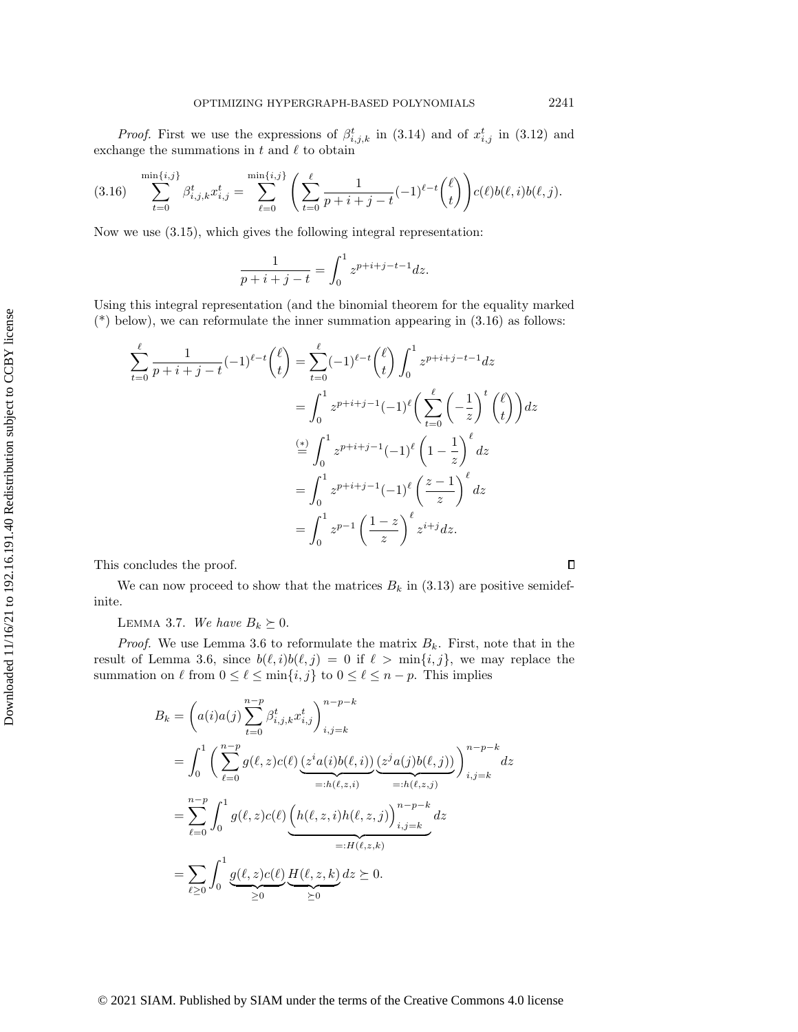*Proof.* First we use the expressions of $\beta^t_{i,j,k}$ in (3.14) and of $x^t_{i,j}$ in (3.12) and exchange the summations in $t$ and $\ell$ to obtain

$$\sum_{t=0}^{\min\{i,j\}} \beta^t_{i,j,k} x^t_{i,j} = \sum_{\ell=0}^{\min\{i,j\}} \left( \sum_{t=0}^{\ell} \frac{1}{p+i+j-t} (-1)^{\ell-t} \binom{\ell}{t} \right) c(\ell) b(\ell,i) b(\ell,j). \tag{3.16}$$

Now we use (3.15), which gives the following integral representation:

$$\frac{1}{p+i+j-t} = \int_0^1 z^{p+i+j-t-1} dz.$$

Using this integral representation (and the binomial theorem for the equality marked (\*) below), we can reformulate the inner summation appearing in (3.16) as follows:

$$\begin{aligned}
\sum_{t=0}^{\ell} \frac{1}{p+i+j-t} (-1)^{\ell-t} \binom{\ell}{t} &= \sum_{t=0}^{\ell} (-1)^{\ell-t} \binom{\ell}{t} \int_0^1 z^{p+i+j-t-1} dz \\
&= \int_0^1 z^{p+i+j-1} (-1)^{\ell} \left( \sum_{t=0}^{\ell} \left( -\frac{1}{z} \right)^t \binom{\ell}{t} \right) dz \\
&\overset{(*)}{=} \int_0^1 z^{p+i+j-1} (-1)^{\ell} \left( 1 - \frac{1}{z} \right)^{\ell} dz \\
&= \int_0^1 z^{p+i+j-1} (-1)^{\ell} \left( \frac{z-1}{z} \right)^{\ell} dz \\
&= \int_0^1 z^{p-1} \left( \frac{1-z}{z} \right)^{\ell} z^{i+j} dz.
\end{aligned}$$

This concludes the proof. $\square$

We can now proceed to show that the matrices $B_k$ in (3.13) are positive semidefinite.

LEMMA 3.7. *We have $B_k \succeq 0$.*

*Proof.* We use Lemma 3.6 to reformulate the matrix $B_k$. First, note that in the result of Lemma 3.6, since $b(\ell,i)b(\ell,j) = 0$ if $\ell > \min\{i,j\}$, we may replace the summation on $\ell$ from $0 \leq \ell \leq \min\{i,j\}$ to $0 \leq \ell \leq n-p$. This implies

$$\begin{aligned}
B_k &= \left( a(i)a(j) \sum_{t=0}^{n-p} \beta^t_{i,j,k} x^t_{i,j} \right)_{i,j=k}^{n-p-k} \\
&= \int_0^1 \left( \sum_{\ell=0}^{n-p} g(\ell,z) c(\ell) \underbrace{(z^i a(i) b(\ell,i))}_{=:h(\ell,z,i)} \underbrace{(z^j a(j) b(\ell,j))}_{=:h(\ell,z,j)} \right)_{i,j=k}^{n-p-k} dz \\
&= \sum_{\ell=0}^{n-p} \int_0^1 g(\ell,z) c(\ell) \underbrace{\Big( h(\ell,z,i) h(\ell,z,j) \Big)_{i,j=k}^{n-p-k}}_{=:H(\ell,z,k)} dz \\
&= \sum_{\ell \geq 0} \int_0^1 \underbrace{g(\ell,z) c(\ell)}_{\geq 0} \underbrace{H(\ell,z,k)}_{\succeq 0} dz \succeq 0.
\end{aligned}$$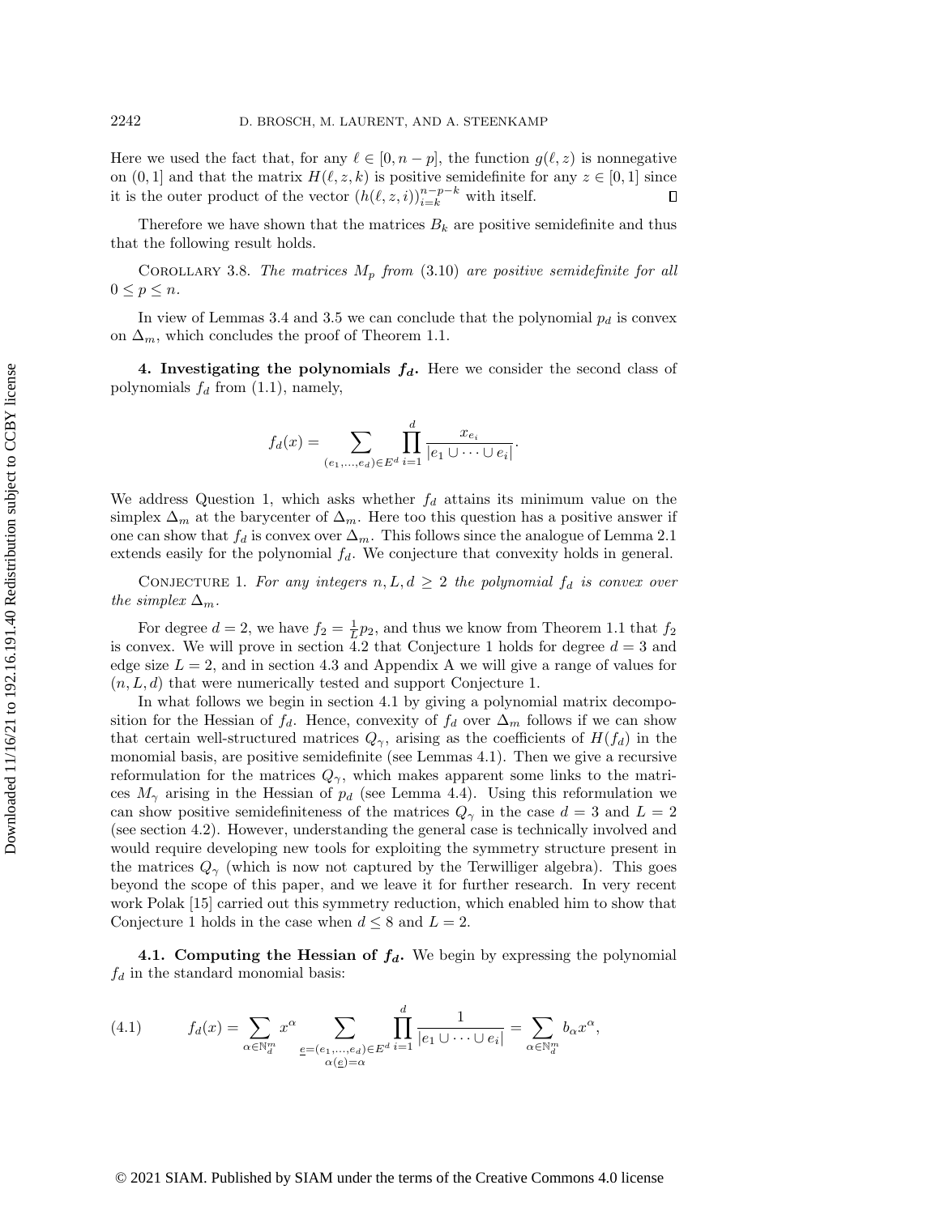Here we used the fact that, for any $\ell \in [0, n-p]$, the function $g(\ell, z)$ is nonnegative on $(0,1]$ and that the matrix $H(\ell, z, k)$ is positive semidefinite for any $z \in [0,1]$ since it is the outer product of the vector $(h(\ell, z, i))_{i=k}^{n-p-k}$ with itself. $\square$

Therefore we have shown that the matrices $B_k$ are positive semidefinite and thus that the following result holds.

COROLLARY 3.8. *The matrices $M_p$ from* (3.10) *are positive semidefinite for all $0 \leq p \leq n$.*

In view of Lemmas 3.4 and 3.5 we can conclude that the polynomial $p_d$ is convex on $\Delta_m$, which concludes the proof of Theorem 1.1.

## 4. Investigating the polynomials $f_d$.

Here we consider the second class of polynomials $f_d$ from (1.1), namely,

$$f_d(x) = \sum_{(e_1,\ldots,e_d)\in E^d} \prod_{i=1}^{d} \frac{x_{e_i}}{|e_1 \cup \cdots \cup e_i|}.$$

We address Question 1, which asks whether $f_d$ attains its minimum value on the simplex $\Delta_m$ at the barycenter of $\Delta_m$. Here too this question has a positive answer if one can show that $f_d$ is convex over $\Delta_m$. This follows since the analogue of Lemma 2.1 extends easily for the polynomial $f_d$. We conjecture that convexity holds in general.

CONJECTURE 1. *For any integers $n, L, d \geq 2$ the polynomial $f_d$ is convex over the simplex $\Delta_m$.*

For degree $d = 2$, we have $f_2 = \frac{1}{L}p_2$, and thus we know from Theorem 1.1 that $f_2$ is convex. We will prove in section 4.2 that Conjecture 1 holds for degree $d = 3$ and edge size $L = 2$, and in section 4.3 and Appendix A we will give a range of values for $(n, L, d)$ that were numerically tested and support Conjecture 1.

In what follows we begin in section 4.1 by giving a polynomial matrix decomposition for the Hessian of $f_d$. Hence, convexity of $f_d$ over $\Delta_m$ follows if we can show that certain well-structured matrices $Q_\gamma$, arising as the coefficients of $H(f_d)$ in the monomial basis, are positive semidefinite (see Lemmas 4.1). Then we give a recursive reformulation for the matrices $Q_\gamma$, which makes apparent some links to the matrices $M_\gamma$ arising in the Hessian of $p_d$ (see Lemma 4.4). Using this reformulation we can show positive semidefiniteness of the matrices $Q_\gamma$ in the case $d = 3$ and $L = 2$ (see section 4.2). However, understanding the general case is technically involved and would require developing new tools for exploiting the symmetry structure present in the matrices $Q_\gamma$ (which is now not captured by the Terwilliger algebra). This goes beyond the scope of this paper, and we leave it for further research. In very recent work Polak [15] carried out this symmetry reduction, which enabled him to show that Conjecture 1 holds in the case when $d \leq 8$ and $L = 2$.

### 4.1. Computing the Hessian of $f_d$.

We begin by expressing the polynomial $f_d$ in the standard monomial basis:

$$f_d(x) = \sum_{\alpha\in\mathbb{N}_d^m} x^\alpha \sum_{\substack{\underline{e}=(e_1,\ldots,e_d)\in E^d \\ \alpha(\underline{e})=\alpha}} \prod_{i=1}^{d} \frac{1}{|e_1 \cup \cdots \cup e_i|} = \sum_{\alpha\in\mathbb{N}_d^m} b_\alpha x^\alpha, \tag{4.1}$$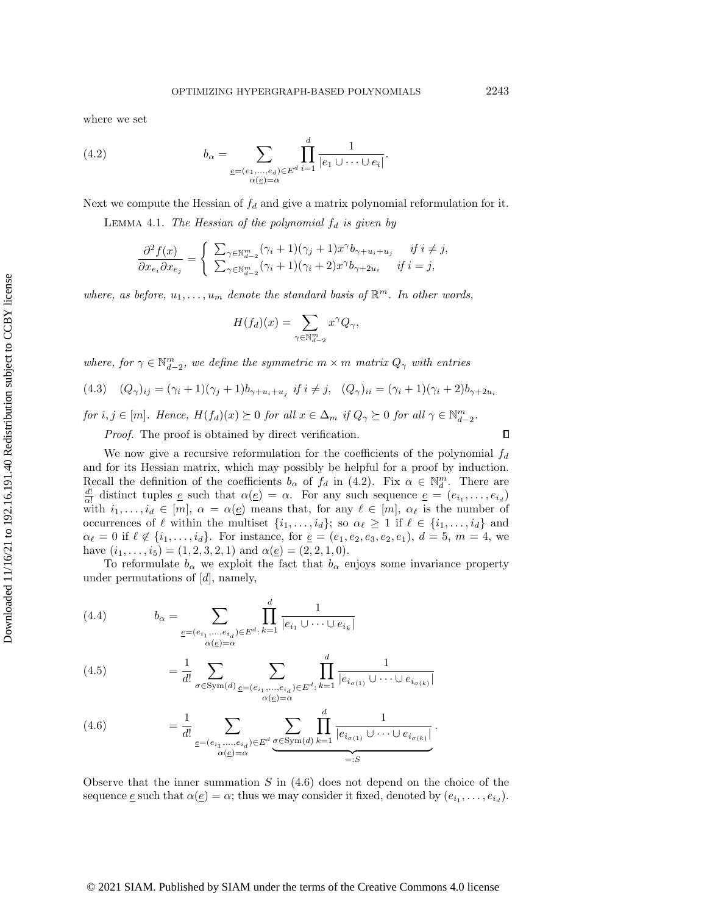where we set

$$b_\alpha = \sum_{\substack{\underline{e}=(e_1,\ldots,e_d)\in E^d \\ \alpha(\underline{e})=\alpha}} \prod_{i=1}^{d} \frac{1}{|e_1 \cup \cdots \cup e_i|}. \tag{4.2}$$

Next we compute the Hessian of $f_d$ and give a matrix polynomial reformulation for it.

Lemma 4.1. *The Hessian of the polynomial $f_d$ is given by*

$$\frac{\partial^2 f(x)}{\partial x_{e_i} \partial x_{e_j}} = \begin{cases} \sum_{\gamma \in \mathbb{N}^m_{d-2}} (\gamma_i+1)(\gamma_j+1) x^\gamma b_{\gamma+u_i+u_j} & \text{if } i \neq j, \\ \sum_{\gamma \in \mathbb{N}^m_{d-2}} (\gamma_i+1)(\gamma_i+2) x^\gamma b_{\gamma+2u_i} & \text{if } i = j, \end{cases}$$

*where, as before, $u_1, \ldots, u_m$ denote the standard basis of $\mathbb{R}^m$. In other words,*

$$H(f_d)(x) = \sum_{\gamma \in \mathbb{N}^m_{d-2}} x^\gamma Q_\gamma,$$

*where, for $\gamma \in \mathbb{N}^m_{d-2}$, we define the symmetric $m \times m$ matrix $Q_\gamma$ with entries*

$$(Q_\gamma)_{ij} = (\gamma_i+1)(\gamma_j+1) b_{\gamma+u_i+u_j} \text{ if } i \neq j, \quad (Q_\gamma)_{ii} = (\gamma_i+1)(\gamma_i+2) b_{\gamma+2u_i} \tag{4.3}$$

*for $i, j \in [m]$. Hence, $H(f_d)(x) \succeq 0$ for all $x \in \Delta_m$ if $Q_\gamma \succeq 0$ for all $\gamma \in \mathbb{N}^m_{d-2}$.*

*Proof.* The proof is obtained by direct verification. ∎

We now give a recursive reformulation for the coefficients of the polynomial $f_d$ and for its Hessian matrix, which may possibly be helpful for a proof by induction. Recall the definition of the coefficients $b_\alpha$ of $f_d$ in (4.2). Fix $\alpha \in \mathbb{N}^m_d$. There are $\frac{d!}{\alpha!}$ distinct tuples $\underline{e}$ such that $\alpha(\underline{e}) = \alpha$. For any such sequence $\underline{e} = (e_{i_1}, \ldots, e_{i_d})$ with $i_1, \ldots, i_d \in [m]$, $\alpha = \alpha(\underline{e})$ means that, for any $\ell \in [m]$, $\alpha_\ell$ is the number of occurrences of $\ell$ within the multiset $\{i_1, \ldots, i_d\}$; so $\alpha_\ell \geq 1$ if $\ell \in \{i_1, \ldots, i_d\}$ and $\alpha_\ell = 0$ if $\ell \notin \{i_1, \ldots, i_d\}$. For instance, for $\underline{e} = (e_1, e_2, e_3, e_2, e_1)$, $d = 5$, $m = 4$, we have $(i_1, \ldots, i_5) = (1, 2, 3, 2, 1)$ and $\alpha(\underline{e}) = (2, 2, 1, 0)$.

To reformulate $b_\alpha$ we exploit the fact that $b_\alpha$ enjoys some invariance property under permutations of $[d]$, namely,

$$b_\alpha = \sum_{\substack{\underline{e}=(e_{i_1},\ldots,e_{i_d})\in E^d: \\ \alpha(\underline{e})=\alpha}} \prod_{k=1}^{d} \frac{1}{|e_{i_1} \cup \cdots \cup e_{i_k}|} \tag{4.4}$$

$$= \frac{1}{d!} \sum_{\sigma \in \mathrm{Sym}(d)} \sum_{\substack{\underline{e}=(e_{i_1},\ldots,e_{i_d})\in E^d: \\ \alpha(\underline{e})=\alpha}} \prod_{k=1}^{d} \frac{1}{|e_{i_{\sigma(1)}} \cup \cdots \cup e_{i_{\sigma(k)}}|} \tag{4.5}$$

$$= \frac{1}{d!} \sum_{\substack{\underline{e}=(e_{i_1},\ldots,e_{i_d})\in E^d \\ \alpha(\underline{e})=\alpha}} \underbrace{\sum_{\sigma \in \mathrm{Sym}(d)} \prod_{k=1}^{d} \frac{1}{|e_{i_{\sigma(1)}} \cup \cdots \cup e_{i_{\sigma(k)}}|}}_{=:S}. \tag{4.6}$$

Observe that the inner summation $S$ in (4.6) does not depend on the choice of the sequence $\underline{e}$ such that $\alpha(\underline{e}) = \alpha$; thus we may consider it fixed, denoted by $(e_{i_1}, \ldots, e_{i_d})$.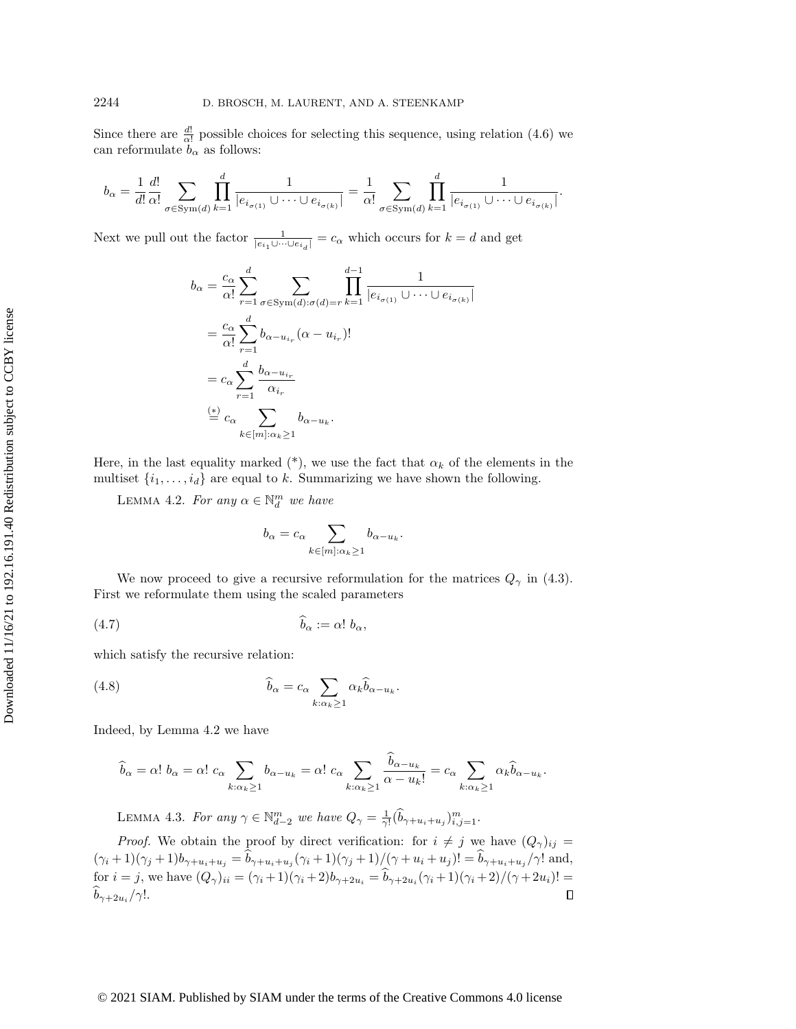Since there are $\frac{d!}{\alpha!}$ possible choices for selecting this sequence, using relation (4.6) we can reformulate $b_\alpha$ as follows:

$$b_\alpha = \frac{1}{d!}\frac{d!}{\alpha!} \sum_{\sigma \in \mathrm{Sym}(d)} \prod_{k=1}^{d} \frac{1}{|e_{i_{\sigma(1)}} \cup \cdots \cup e_{i_{\sigma(k)}}|} = \frac{1}{\alpha!} \sum_{\sigma \in \mathrm{Sym}(d)} \prod_{k=1}^{d} \frac{1}{|e_{i_{\sigma(1)}} \cup \cdots \cup e_{i_{\sigma(k)}}|}.$$

Next we pull out the factor $\frac{1}{|e_{i_1} \cup \cdots \cup e_{i_d}|} = c_\alpha$ which occurs for $k = d$ and get

$$\begin{aligned}
b_\alpha &= \frac{c_\alpha}{\alpha!} \sum_{r=1}^{d} \sum_{\sigma \in \mathrm{Sym}(d): \sigma(d) = r} \prod_{k=1}^{d-1} \frac{1}{|e_{i_{\sigma(1)}} \cup \cdots \cup e_{i_{\sigma(k)}}|} \\
&= \frac{c_\alpha}{\alpha!} \sum_{r=1}^{d} b_{\alpha - u_{i_r}} (\alpha - u_{i_r})! \\
&= c_\alpha \sum_{r=1}^{d} \frac{b_{\alpha - u_{i_r}}}{\alpha_{i_r}} \\
&\overset{(*)}{=} c_\alpha \sum_{k \in [m]: \alpha_k \geq 1} b_{\alpha - u_k}.
\end{aligned}$$

Here, in the last equality marked (*), we use the fact that $\alpha_k$ of the elements in the multiset $\{i_1, \ldots, i_d\}$ are equal to $k$. Summarizing we have shown the following.

Lemma 4.2. *For any $\alpha \in \mathbb{N}^m_d$ we have*

$$b_\alpha = c_\alpha \sum_{k \in [m]: \alpha_k \geq 1} b_{\alpha - u_k}.$$

We now proceed to give a recursive reformulation for the matrices $Q_\gamma$ in (4.3). First we reformulate them using the scaled parameters

$$\widehat{b}_\alpha := \alpha! \; b_\alpha, \tag{4.7}$$

which satisfy the recursive relation:

$$\widehat{b}_\alpha = c_\alpha \sum_{k: \alpha_k \geq 1} \alpha_k \widehat{b}_{\alpha - u_k}. \tag{4.8}$$

Indeed, by Lemma 4.2 we have

$$\widehat{b}_\alpha = \alpha! \; b_\alpha = \alpha! \; c_\alpha \sum_{k: \alpha_k \geq 1} b_{\alpha - u_k} = \alpha! \; c_\alpha \sum_{k: \alpha_k \geq 1} \frac{\widehat{b}_{\alpha - u_k}}{\alpha - u_k!} = c_\alpha \sum_{k: \alpha_k \geq 1} \alpha_k \widehat{b}_{\alpha - u_k}.$$

Lemma 4.3. *For any $\gamma \in \mathbb{N}^m_{d-2}$ we have $Q_\gamma = \frac{1}{\gamma!}(\widehat{b}_{\gamma + u_i + u_j})^m_{i,j=1}$.*

*Proof.* We obtain the proof by direct verification: for $i \neq j$ we have $(Q_\gamma)_{ij} = (\gamma_i + 1)(\gamma_j + 1) b_{\gamma + u_i + u_j} = \widehat{b}_{\gamma + u_i + u_j} (\gamma_i + 1)(\gamma_j + 1)/(\gamma + u_i + u_j)! = \widehat{b}_{\gamma + u_i + u_j}/\gamma!$ and, for $i = j$, we have $(Q_\gamma)_{ii} = (\gamma_i + 1)(\gamma_i + 2) b_{\gamma + 2u_i} = \widehat{b}_{\gamma + 2u_i} (\gamma_i + 1)(\gamma_i + 2)/(\gamma + 2u_i)! = \widehat{b}_{\gamma + 2u_i}/\gamma!$. ∎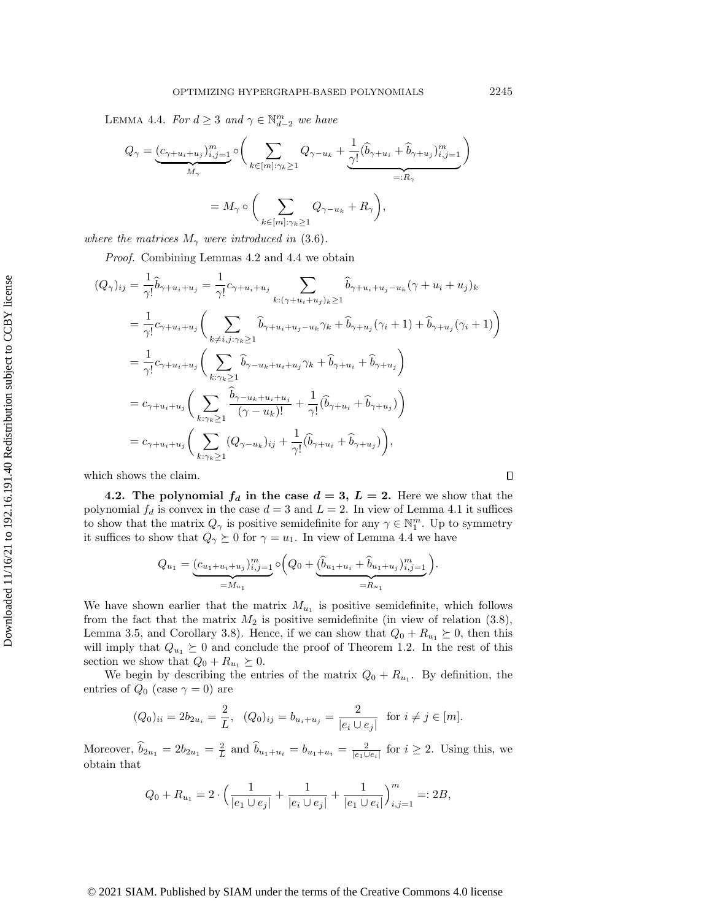LEMMA 4.4. *For $d \geq 3$ and $\gamma \in \mathbb{N}^m_{d-2}$ we have*

$$Q_\gamma = \underbrace{(c_{\gamma+u_i+u_j})_{i,j=1}^m}_{M_\gamma} \circ \bigg( \sum_{k \in [m]: \gamma_k \geq 1} Q_{\gamma - u_k} + \underbrace{\frac{1}{\gamma!}(\widehat{b}_{\gamma+u_i} + \widehat{b}_{\gamma+u_j})_{i,j=1}^m}_{=:R_\gamma} \bigg)$$

$$= M_\gamma \circ \bigg( \sum_{k \in [m]: \gamma_k \geq 1} Q_{\gamma-u_k} + R_\gamma \bigg),$$

*where the matrices $M_\gamma$ were introduced in* (3.6).

*Proof.* Combining Lemmas 4.2 and 4.4 we obtain

$$\begin{aligned}
(Q_\gamma)_{ij} &= \frac{1}{\gamma!}\widehat{b}_{\gamma+u_i+u_j} = \frac{1}{\gamma!} c_{\gamma+u_i+u_j} \sum_{k:(\gamma+u_i+u_j)_k \geq 1} \widehat{b}_{\gamma+u_i+u_j-u_k}(\gamma+u_i+u_j)_k \\
&= \frac{1}{\gamma!} c_{\gamma+u_i+u_j} \bigg( \sum_{k \neq i,j: \gamma_k \geq 1} \widehat{b}_{\gamma+u_i+u_j-u_k}\gamma_k + \widehat{b}_{\gamma+u_j}(\gamma_i+1) + \widehat{b}_{\gamma+u_j}(\gamma_i+1) \bigg) \\
&= \frac{1}{\gamma!} c_{\gamma+u_i+u_j} \bigg( \sum_{k:\gamma_k \geq 1} \widehat{b}_{\gamma-u_k+u_i+u_j}\gamma_k + \widehat{b}_{\gamma+u_i} + \widehat{b}_{\gamma+u_j} \bigg) \\
&= c_{\gamma+u_i+u_j} \bigg( \sum_{k:\gamma_k \geq 1} \frac{\widehat{b}_{\gamma-u_k+u_i+u_j}}{(\gamma-u_k)!} + \frac{1}{\gamma!}(\widehat{b}_{\gamma+u_i} + \widehat{b}_{\gamma+u_j}) \bigg) \\
&= c_{\gamma+u_i+u_j} \bigg( \sum_{k:\gamma_k \geq 1} (Q_{\gamma-u_k})_{ij} + \frac{1}{\gamma!}(\widehat{b}_{\gamma+u_i} + \widehat{b}_{\gamma+u_j}) \bigg),
\end{aligned}$$

which shows the claim. ∎

**4.2. The polynomial $f_d$ in the case $d = 3$, $L = 2$.** Here we show that the polynomial $f_d$ is convex in the case $d = 3$ and $L = 2$. In view of Lemma 4.1 it suffices to show that the matrix $Q_\gamma$ is positive semidefinite for any $\gamma \in \mathbb{N}^m_1$. Up to symmetry it suffices to show that $Q_\gamma \succeq 0$ for $\gamma = u_1$. In view of Lemma 4.4 we have

$$Q_{u_1} = \underbrace{(c_{u_1+u_i+u_j})_{i,j=1}^m}_{=M_{u_1}} \circ \Big( Q_0 + \underbrace{(\widehat{b}_{u_1+u_i} + \widehat{b}_{u_1+u_j})_{i,j=1}^m}_{=R_{u_1}} \Big).$$

We have shown earlier that the matrix $M_{u_1}$ is positive semidefinite, which follows from the fact that the matrix $M_2$ is positive semidefinite (in view of relation (3.8), Lemma 3.5, and Corollary 3.8). Hence, if we can show that $Q_0 + R_{u_1} \succeq 0$, then this will imply that $Q_{u_1} \succeq 0$ and conclude the proof of Theorem 1.2. In the rest of this section we show that $Q_0 + R_{u_1} \succeq 0$.

We begin by describing the entries of the matrix $Q_0 + R_{u_1}$. By definition, the entries of $Q_0$ (case $\gamma = 0$) are

$$(Q_0)_{ii} = 2b_{2u_i} = \frac{2}{L}, \quad (Q_0)_{ij} = b_{u_i+u_j} = \frac{2}{|e_i \cup e_j|} \quad \text{for } i \neq j \in [m].$$

Moreover, $\widehat{b}_{2u_1} = 2b_{2u_1} = \frac{2}{L}$ and $\widehat{b}_{u_1+u_i} = b_{u_1+u_i} = \frac{2}{|e_1 \cup e_i|}$ for $i \geq 2$. Using this, we obtain that

$$Q_0 + R_{u_1} = 2 \cdot \Big( \frac{1}{|e_1 \cup e_j|} + \frac{1}{|e_i \cup e_j|} + \frac{1}{|e_1 \cup e_i|} \Big)_{i,j=1}^m =: 2B,$$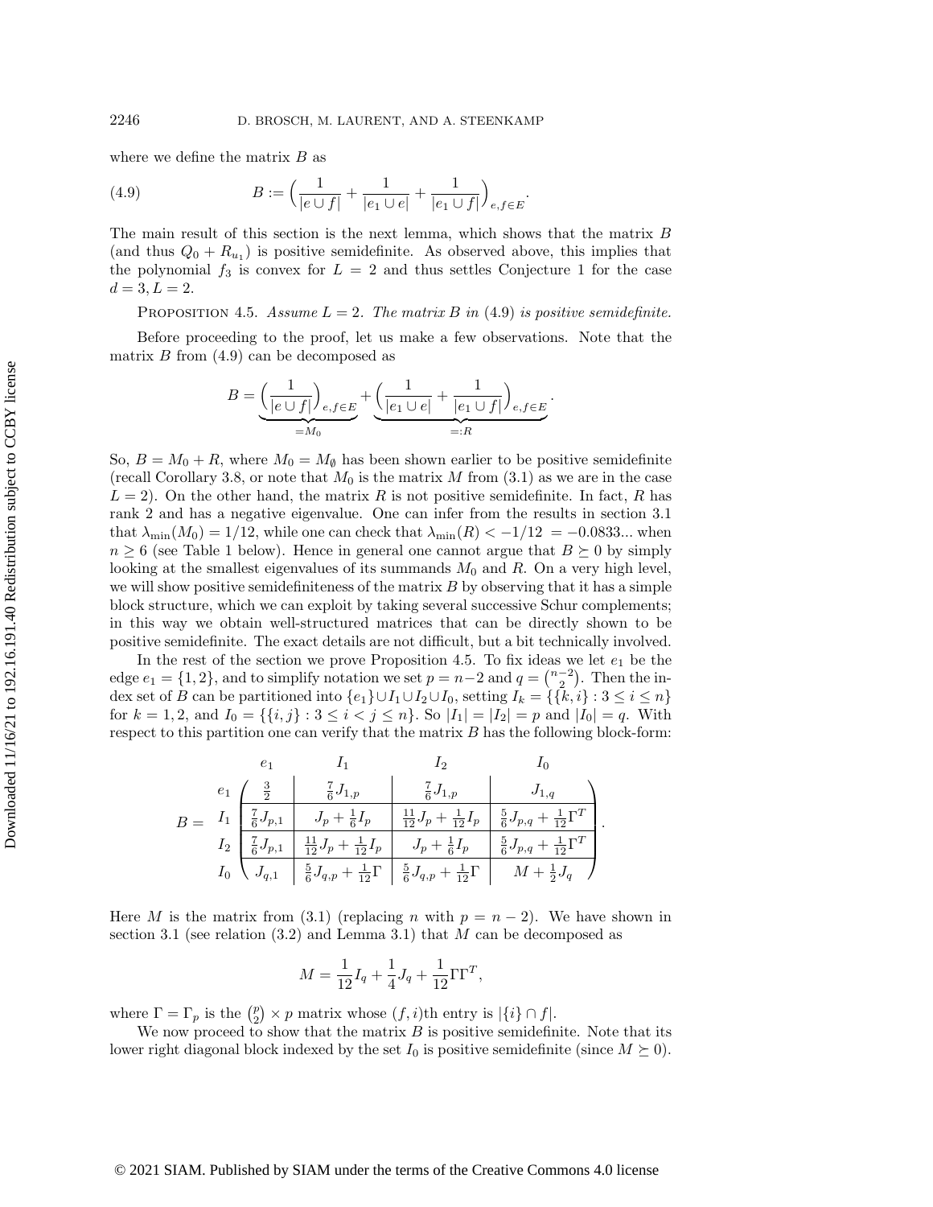where we define the matrix $B$ as

$$B := \Big( \frac{1}{|e \cup f|} + \frac{1}{|e_1 \cup e|} + \frac{1}{|e_1 \cup f|} \Big)_{e,f \in E}. \tag{4.9}$$

The main result of this section is the next lemma, which shows that the matrix $B$ (and thus $Q_0 + R_{u_1}$) is positive semidefinite. As observed above, this implies that the polynomial $f_3$ is convex for $L = 2$ and thus settles Conjecture 1 for the case $d = 3, L = 2$.

Proposition 4.5. *Assume $L = 2$. The matrix $B$ in* (4.9) *is positive semidefinite.*

Before proceeding to the proof, let us make a few observations. Note that the matrix $B$ from (4.9) can be decomposed as

$$B = \underbrace{\Big( \frac{1}{|e \cup f|} \Big)_{e,f \in E}}_{=M_0} + \underbrace{\Big( \frac{1}{|e_1 \cup e|} + \frac{1}{|e_1 \cup f|} \Big)_{e,f \in E}}_{=:R}.$$

So, $B = M_0 + R$, where $M_0 = M_\emptyset$ has been shown earlier to be positive semidefinite (recall Corollary 3.8, or note that $M_0$ is the matrix $M$ from (3.1) as we are in the case $L = 2$). On the other hand, the matrix $R$ is not positive semidefinite. In fact, $R$ has rank 2 and has a negative eigenvalue. One can infer from the results in section 3.1 that $\lambda_{\min}(M_0) = 1/12$, while one can check that $\lambda_{\min}(R) < -1/12 = -0.0833...$ when $n \geq 6$ (see Table 1 below). Hence in general one cannot argue that $B \succeq 0$ by simply looking at the smallest eigenvalues of its summands $M_0$ and $R$. On a very high level, we will show positive semidefiniteness of the matrix $B$ by observing that it has a simple block structure, which we can exploit by taking several successive Schur complements; in this way we obtain well-structured matrices that can be directly shown to be positive semidefinite. The exact details are not difficult, but a bit technically involved.

In the rest of the section we prove Proposition 4.5. To fix ideas we let $e_1$ be the edge $e_1 = \{1, 2\}$, and to simplify notation we set $p = n-2$ and $q = \binom{n-2}{2}$. Then the index set of $B$ can be partitioned into $\{e_1\} \cup I_1 \cup I_2 \cup I_0$, setting $I_k = \{\{k, i\} : 3 \leq i \leq n\}$ for $k = 1, 2$, and $I_0 = \{\{i, j\} : 3 \leq i < j \leq n\}$. So $|I_1| = |I_2| = p$ and $|I_0| = q$. With respect to this partition one can verify that the matrix $B$ has the following block-form:

$$B = \begin{array}{c} \\ e_1 \\ I_1 \\ I_2 \\ I_0 \end{array} \begin{array}{c} \begin{array}{cccc} \quad e_1 \quad & \quad I_1 \quad & \quad I_2 \quad & \quad I_0 \quad \end{array} \\ \left( \begin{array}{c|c|c|c} \frac{3}{2} & \frac{7}{6} J_{1,p} & \frac{7}{6} J_{1,p} & J_{1,q} \\ \hline \frac{7}{6} J_{p,1} & J_p + \frac{1}{6} I_p & \frac{11}{12} J_p + \frac{1}{12} I_p & \frac{5}{6} J_{p,q} + \frac{1}{12} \Gamma^T \\ \hline \frac{7}{6} J_{p,1} & \frac{11}{12} J_p + \frac{1}{12} I_p & J_p + \frac{1}{6} I_p & \frac{5}{6} J_{p,q} + \frac{1}{12} \Gamma^T \\ \hline J_{q,1} & \frac{5}{6} J_{q,p} + \frac{1}{12} \Gamma & \frac{5}{6} J_{q,p} + \frac{1}{12} \Gamma & M + \frac{1}{2} J_q \end{array} \right) \end{array}.$$

Here $M$ is the matrix from (3.1) (replacing $n$ with $p = n - 2$). We have shown in section 3.1 (see relation (3.2) and Lemma 3.1) that $M$ can be decomposed as

$$M = \frac{1}{12} I_q + \frac{1}{4} J_q + \frac{1}{12} \Gamma \Gamma^T,$$

where $\Gamma = \Gamma_p$ is the $\binom{p}{2} \times p$ matrix whose $(f, i)$th entry is $|\{i\} \cap f|$.

We now proceed to show that the matrix $B$ is positive semidefinite. Note that its lower right diagonal block indexed by the set $I_0$ is positive semidefinite (since $M \succeq 0$).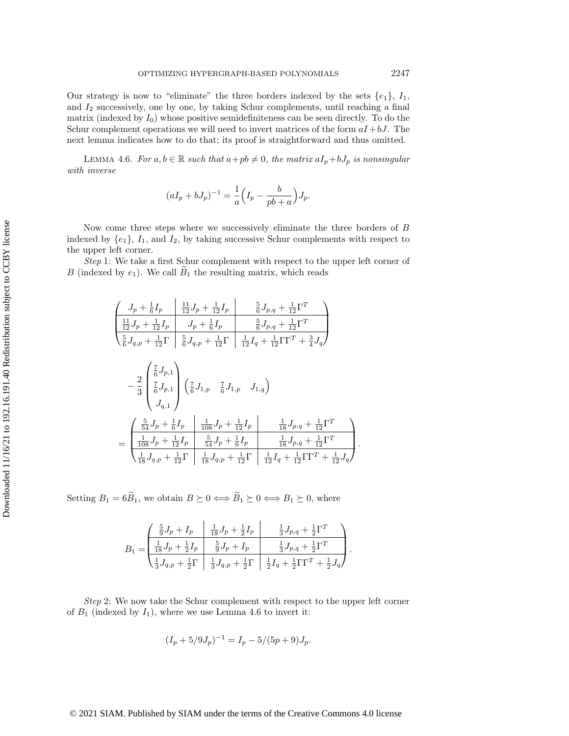Our strategy is now to "eliminate" the three borders indexed by the sets $\{e_1\}$, $I_1$, and $I_2$ successively, one by one, by taking Schur complements, until reaching a final matrix (indexed by $I_0$) whose positive semidefiniteness can be seen directly. To do the Schur complement operations we will need to invert matrices of the form $aI + bJ$. The next lemma indicates how to do that; its proof is straightforward and thus omitted.

LEMMA 4.6. *For $a, b \in \mathbb{R}$ such that $a + pb \neq 0$, the matrix $aI_p + bJ_p$ is nonsingular with inverse*

$$(aI_p + bJ_p)^{-1} = \frac{1}{a}\Big(I_p - \frac{b}{pb + a}\Big)J_p.$$

Now come three steps where we successively eliminate the three borders of $B$ indexed by $\{e_1\}$, $I_1$, and $I_2$, by taking successive Schur complements with respect to the upper left corner.

*Step* 1: We take a first Schur complement with respect to the upper left corner of $B$ (indexed by $e_1$). We call $\widetilde{B}_1$ the resulting matrix, which reads

$$\left(\begin{array}{c|c|c} J_p + \frac{1}{6}I_p & \frac{11}{12}J_p + \frac{1}{12}I_p & \frac{5}{6}J_{p,q} + \frac{1}{12}\Gamma^T \\ \hline \frac{11}{12}J_p + \frac{1}{12}I_p & J_p + \frac{1}{6}I_p & \frac{5}{6}J_{p,q} + \frac{1}{12}\Gamma^T \\ \hline \frac{5}{6}J_{q,p} + \frac{1}{12}\Gamma & \frac{5}{6}J_{q,p} + \frac{1}{12}\Gamma & \frac{1}{12}I_q + \frac{1}{12}\Gamma\Gamma^T + \frac{3}{4}J_q \end{array}\right)$$

$$- \frac{2}{3}\begin{pmatrix} \frac{7}{6}J_{p,1} \\ \frac{7}{6}J_{p,1} \\ J_{q,1} \end{pmatrix}\begin{pmatrix} \frac{7}{6}J_{1,p} & \frac{7}{6}J_{1,p} & J_{1,q} \end{pmatrix}$$

$$= \left(\begin{array}{c|c|c} \frac{5}{54}J_p + \frac{1}{6}I_p & \frac{1}{108}J_p + \frac{1}{12}I_p & \frac{1}{18}J_{p,q} + \frac{1}{12}\Gamma^T \\ \hline \frac{1}{108}J_p + \frac{1}{12}I_p & \frac{5}{54}J_p + \frac{1}{6}I_p & \frac{1}{18}J_{p,q} + \frac{1}{12}\Gamma^T \\ \hline \frac{1}{18}J_{q,p} + \frac{1}{12}\Gamma & \frac{1}{18}J_{q,p} + \frac{1}{12}\Gamma & \frac{1}{12}I_q + \frac{1}{12}\Gamma\Gamma^T + \frac{1}{12}J_q \end{array}\right).$$

Setting $B_1 = 6\widetilde{B}_1$, we obtain $B \succeq 0 \Longleftrightarrow \widetilde{B}_1 \succeq 0 \Longleftrightarrow B_1 \succeq 0$, where

$$B_1 = \left(\begin{array}{c|c|c} \frac{5}{9}J_p + I_p & \frac{1}{18}J_p + \frac{1}{2}I_p & \frac{1}{3}J_{p,q} + \frac{1}{2}\Gamma^T \\ \hline \frac{1}{18}J_p + \frac{1}{2}I_p & \frac{5}{9}J_p + I_p & \frac{1}{3}J_{p,q} + \frac{1}{2}\Gamma^T \\ \hline \frac{1}{3}J_{q,p} + \frac{1}{2}\Gamma & \frac{1}{3}J_{q,p} + \frac{1}{2}\Gamma & \frac{1}{2}I_q + \frac{1}{2}\Gamma\Gamma^T + \frac{1}{2}J_q \end{array}\right).$$

*Step* 2: We now take the Schur complement with respect to the upper left corner of $B_1$ (indexed by $I_1$), where we use Lemma 4.6 to invert it:

$$(I_p + 5/9J_p)^{-1} = I_p - 5/(5p + 9)J_p.$$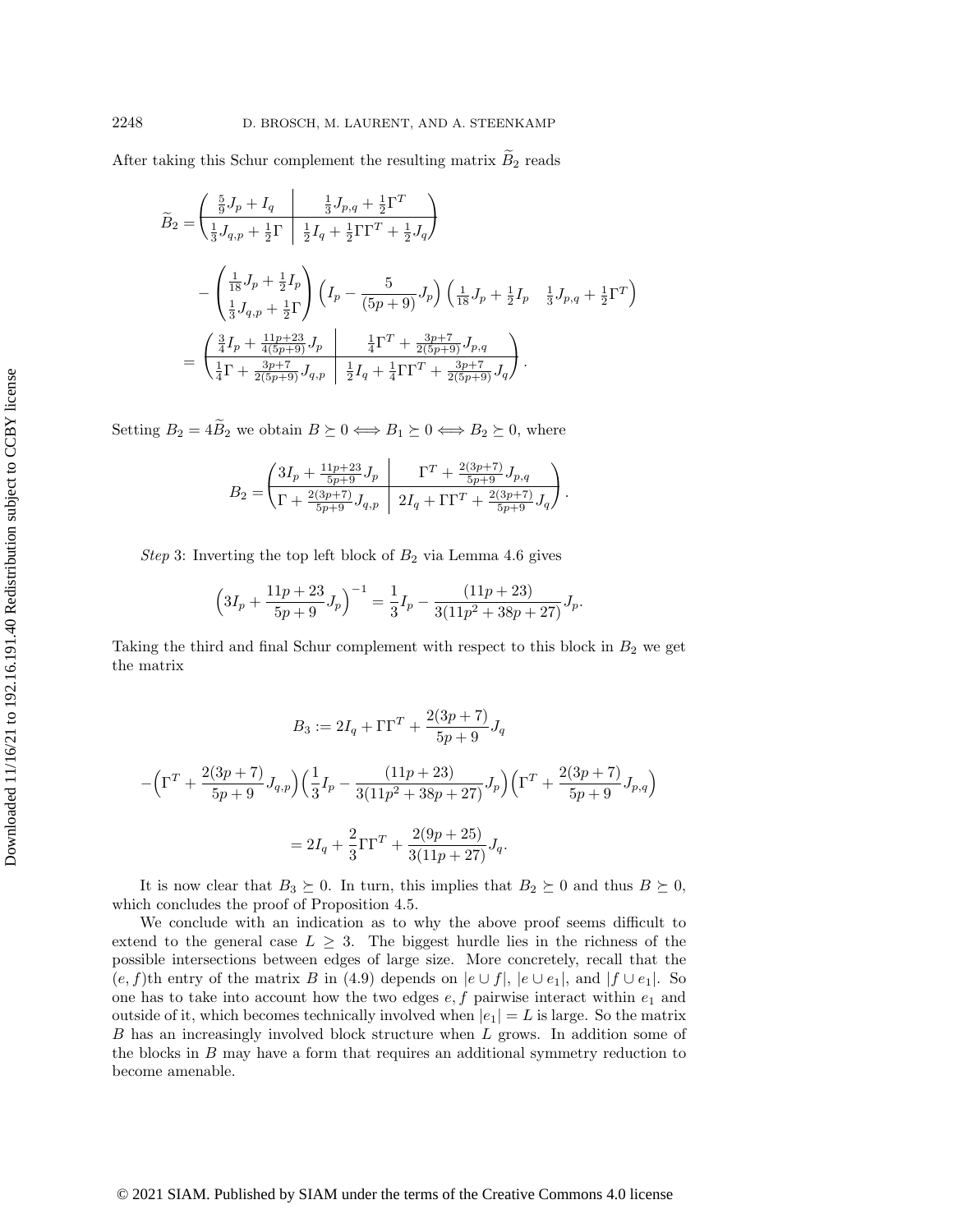After taking this Schur complement the resulting matrix $\widetilde{B}_2$ reads

$$
\begin{aligned}
\widetilde{B}_2 &= \left(\begin{array}{c|c} \frac{5}{9}J_p + I_q & \frac{1}{3}J_{p,q} + \frac{1}{2}\Gamma^T \\ \hline \frac{1}{3}J_{q,p} + \frac{1}{2}\Gamma & \frac{1}{2}I_q + \frac{1}{2}\Gamma\Gamma^T + \frac{1}{2}J_q \end{array}\right) \\
&\quad - \begin{pmatrix} \frac{1}{18}J_p + \frac{1}{2}I_p \\ \frac{1}{3}J_{q,p} + \frac{1}{2}\Gamma \end{pmatrix} \left(I_p - \frac{5}{(5p+9)}J_p\right) \begin{pmatrix} \frac{1}{18}J_p + \frac{1}{2}I_p & \frac{1}{3}J_{p,q} + \frac{1}{2}\Gamma^T \end{pmatrix} \\
&= \left(\begin{array}{c|c} \frac{3}{4}I_p + \frac{11p+23}{4(5p+9)}J_p & \frac{1}{4}\Gamma^T + \frac{3p+7}{2(5p+9)}J_{p,q} \\ \hline \frac{1}{4}\Gamma + \frac{3p+7}{2(5p+9)}J_{q,p} & \frac{1}{2}I_q + \frac{1}{4}\Gamma\Gamma^T + \frac{3p+7}{2(5p+9)}J_q \end{array}\right).
\end{aligned}
$$

Setting $B_2 = 4\widetilde{B}_2$ we obtain $B \succeq 0 \Longleftrightarrow B_1 \succeq 0 \Longleftrightarrow B_2 \succeq 0$, where

$$
B_2 = \left(\begin{array}{c|c} 3I_p + \frac{11p+23}{5p+9}J_p & \Gamma^T + \frac{2(3p+7)}{5p+9}J_{p,q} \\ \hline \Gamma + \frac{2(3p+7)}{5p+9}J_{q,p} & 2I_q + \Gamma\Gamma^T + \frac{2(3p+7)}{5p+9}J_q \end{array}\right).
$$

*Step* 3: Inverting the top left block of $B_2$ via Lemma 4.6 gives

$$
\left(3I_p + \frac{11p+23}{5p+9}J_p\right)^{-1} = \frac{1}{3}I_p - \frac{(11p+23)}{3(11p^2+38p+27)}J_p.
$$

Taking the third and final Schur complement with respect to this block in $B_2$ we get the matrix

$$
\begin{aligned}
B_3 &:= 2I_q + \Gamma\Gamma^T + \frac{2(3p+7)}{5p+9}J_q \\
&\quad -\left(\Gamma^T + \frac{2(3p+7)}{5p+9}J_{q,p}\right)\left(\frac{1}{3}I_p - \frac{(11p+23)}{3(11p^2+38p+27)}J_p\right)\left(\Gamma^T + \frac{2(3p+7)}{5p+9}J_{p,q}\right) \\
&= 2I_q + \frac{2}{3}\Gamma\Gamma^T + \frac{2(9p+25)}{3(11p+27)}J_q.
\end{aligned}
$$

It is now clear that $B_3 \succeq 0$. In turn, this implies that $B_2 \succeq 0$ and thus $B \succeq 0$, which concludes the proof of Proposition 4.5.

We conclude with an indication as to why the above proof seems difficult to extend to the general case $L \geq 3$. The biggest hurdle lies in the richness of the possible intersections between edges of large size. More concretely, recall that the $(e, f)$th entry of the matrix $B$ in (4.9) depends on $|e \cup f|$, $|e \cup e_1|$, and $|f \cup e_1|$. So one has to take into account how the two edges $e, f$ pairwise interact within $e_1$ and outside of it, which becomes technically involved when $|e_1| = L$ is large. So the matrix $B$ has an increasingly involved block structure when $L$ grows. In addition some of the blocks in $B$ may have a form that requires an additional symmetry reduction to become amenable.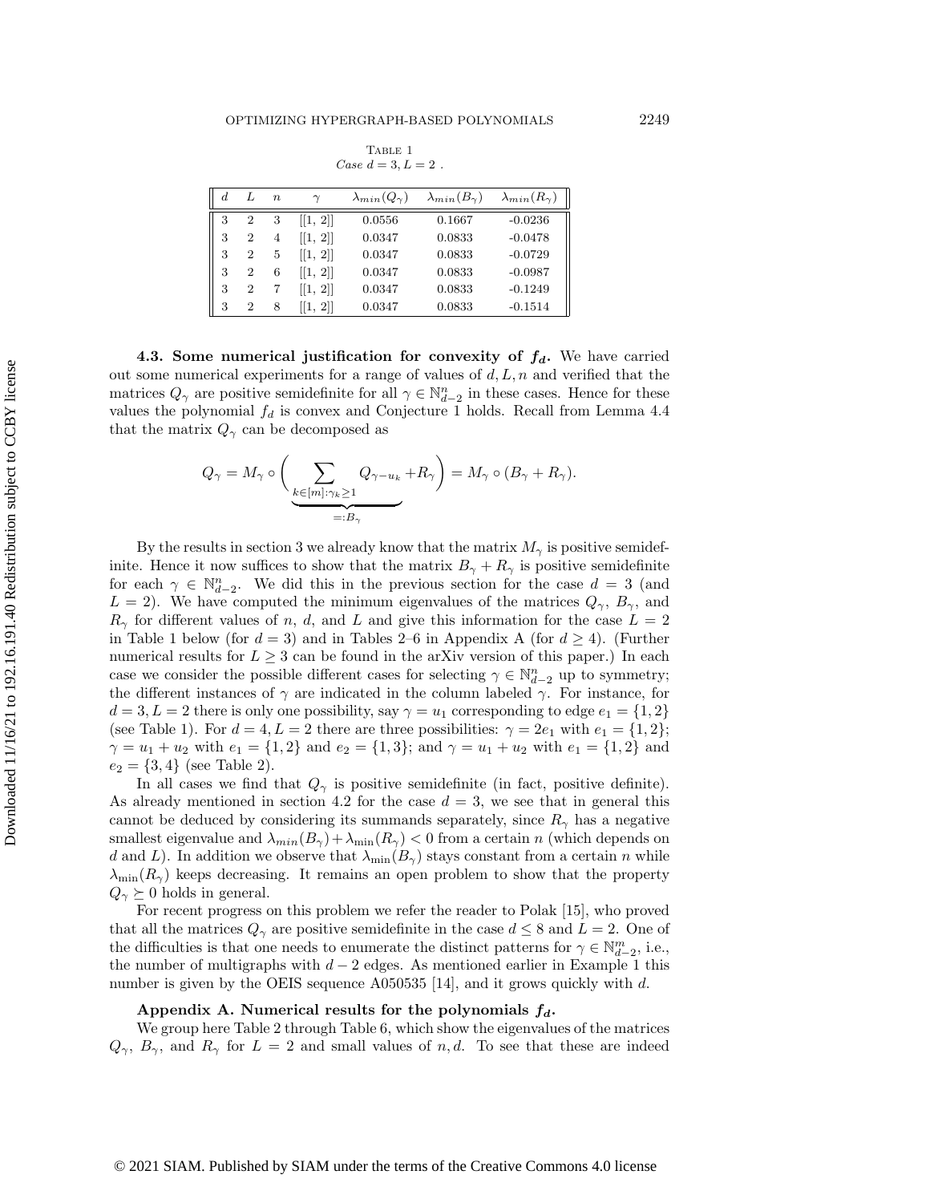Table 1

*Case $d = 3, L = 2$ .*

| $d$ | $L$ | $n$ | $\gamma$ | $\lambda_{min}(Q_\gamma)$ | $\lambda_{min}(B_\gamma)$ | $\lambda_{min}(R_\gamma)$ |
|---|---|---|---|---|---|---|
| 3 | 2 | 3 | [[1, 2]] | 0.0556 | 0.1667 | -0.0236 |
| 3 | 2 | 4 | [[1, 2]] | 0.0347 | 0.0833 | -0.0478 |
| 3 | 2 | 5 | [[1, 2]] | 0.0347 | 0.0833 | -0.0729 |
| 3 | 2 | 6 | [[1, 2]] | 0.0347 | 0.0833 | -0.0987 |
| 3 | 2 | 7 | [[1, 2]] | 0.0347 | 0.0833 | -0.1249 |
| 3 | 2 | 8 | [[1, 2]] | 0.0347 | 0.0833 | -0.1514 |

**4.3. Some numerical justification for convexity of $f_d$.** We have carried out some numerical experiments for a range of values of $d, L, n$ and verified that the matrices $Q_\gamma$ are positive semidefinite for all $\gamma \in \mathbb{N}^n_{d-2}$ in these cases. Hence for these values the polynomial $f_d$ is convex and Conjecture 1 holds. Recall from Lemma 4.4 that the matrix $Q_\gamma$ can be decomposed as

$$Q_\gamma = M_\gamma \circ \Bigg( \underbrace{\sum_{k\in[m]:\gamma_k\geq 1} Q_{\gamma-u_k}}_{=:B_\gamma} + R_\gamma \Bigg) = M_\gamma \circ (B_\gamma + R_\gamma).$$

By the results in section 3 we already know that the matrix $M_\gamma$ is positive semidefinite. Hence it now suffices to show that the matrix $B_\gamma + R_\gamma$ is positive semidefinite for each $\gamma \in \mathbb{N}^n_{d-2}$. We did this in the previous section for the case $d = 3$ (and $L = 2$). We have computed the minimum eigenvalues of the matrices $Q_\gamma$, $B_\gamma$, and $R_\gamma$ for different values of $n$, $d$, and $L$ and give this information for the case $L = 2$ in Table 1 below (for $d = 3$) and in Tables 2–6 in Appendix A (for $d \geq 4$). (Further numerical results for $L \geq 3$ can be found in the arXiv version of this paper.) In each case we consider the possible different cases for selecting $\gamma \in \mathbb{N}^n_{d-2}$ up to symmetry; the different instances of $\gamma$ are indicated in the column labeled $\gamma$. For instance, for $d = 3, L = 2$ there is only one possibility, say $\gamma = u_1$ corresponding to edge $e_1 = \{1, 2\}$ (see Table 1). For $d = 4, L = 2$ there are three possibilities: $\gamma = 2e_1$ with $e_1 = \{1, 2\}$; $\gamma = u_1 + u_2$ with $e_1 = \{1, 2\}$ and $e_2 = \{1, 3\}$; and $\gamma = u_1 + u_2$ with $e_1 = \{1, 2\}$ and $e_2 = \{3, 4\}$ (see Table 2).

In all cases we find that $Q_\gamma$ is positive semidefinite (in fact, positive definite). As already mentioned in section 4.2 for the case $d = 3$, we see that in general this cannot be deduced by considering its summands separately, since $R_\gamma$ has a negative smallest eigenvalue and $\lambda_{min}(B_\gamma) + \lambda_{\min}(R_\gamma) < 0$ from a certain $n$ (which depends on $d$ and $L$). In addition we observe that $\lambda_{\min}(B_\gamma)$ stays constant from a certain $n$ while $\lambda_{\min}(R_\gamma)$ keeps decreasing. It remains an open problem to show that the property $Q_\gamma \succeq 0$ holds in general.

For recent progress on this problem we refer the reader to Polak [15], who proved that all the matrices $Q_\gamma$ are positive semidefinite in the case $d \leq 8$ and $L = 2$. One of the difficulties is that one needs to enumerate the distinct patterns for $\gamma \in \mathbb{N}^m_{d-2}$, i.e., the number of multigraphs with $d - 2$ edges. As mentioned earlier in Example 1 this number is given by the OEIS sequence A050535 [14], and it grows quickly with $d$.

## Appendix A. Numerical results for the polynomials $f_d$.

We group here Table 2 through Table 6, which show the eigenvalues of the matrices $Q_\gamma$, $B_\gamma$, and $R_\gamma$ for $L = 2$ and small values of $n, d$. To see that these are indeed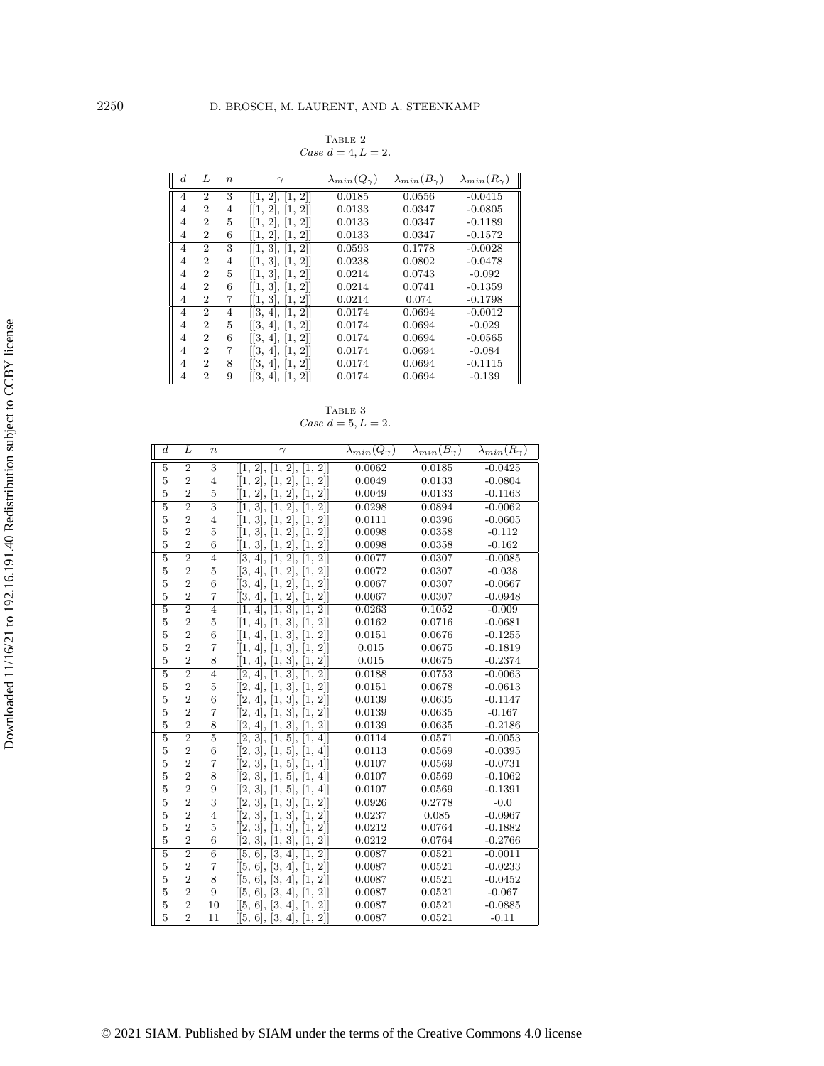Table 2
*Case $d = 4, L = 2$.*

| $d$ | $L$ | $n$ | $\gamma$ | $\lambda_{min}(Q_\gamma)$ | $\lambda_{min}(B_\gamma)$ | $\lambda_{min}(R_\gamma)$ |
|---|---|---|---|---|---|---|
| 4 | 2 | 3 | [[1, 2], [1, 2]] | 0.0185 | 0.0556 | -0.0415 |
| 4 | 2 | 4 | [[1, 2], [1, 2]] | 0.0133 | 0.0347 | -0.0805 |
| 4 | 2 | 5 | [[1, 2], [1, 2]] | 0.0133 | 0.0347 | -0.1189 |
| 4 | 2 | 6 | [[1, 2], [1, 2]] | 0.0133 | 0.0347 | -0.1572 |
| 4 | 2 | 3 | [[1, 3], [1, 2]] | 0.0593 | 0.1778 | -0.0028 |
| 4 | 2 | 4 | [[1, 3], [1, 2]] | 0.0238 | 0.0802 | -0.0478 |
| 4 | 2 | 5 | [[1, 3], [1, 2]] | 0.0214 | 0.0743 | -0.092 |
| 4 | 2 | 6 | [[1, 3], [1, 2]] | 0.0214 | 0.0741 | -0.1359 |
| 4 | 2 | 7 | [[1, 3], [1, 2]] | 0.0214 | 0.074 | -0.1798 |
| 4 | 2 | 4 | [[3, 4], [1, 2]] | 0.0174 | 0.0694 | -0.0012 |
| 4 | 2 | 5 | [[3, 4], [1, 2]] | 0.0174 | 0.0694 | -0.029 |
| 4 | 2 | 6 | [[3, 4], [1, 2]] | 0.0174 | 0.0694 | -0.0565 |
| 4 | 2 | 7 | [[3, 4], [1, 2]] | 0.0174 | 0.0694 | -0.084 |
| 4 | 2 | 8 | [[3, 4], [1, 2]] | 0.0174 | 0.0694 | -0.1115 |
| 4 | 2 | 9 | [[3, 4], [1, 2]] | 0.0174 | 0.0694 | -0.139 |

Table 3
*Case $d = 5, L = 2$.*

| $d$ | $L$ | $n$ | $\gamma$ | $\lambda_{min}(Q_\gamma)$ | $\lambda_{min}(B_\gamma)$ | $\lambda_{min}(R_\gamma)$ |
|---|---|---|---|---|---|---|
| 5 | 2 | 3 | [[1, 2], [1, 2], [1, 2]] | 0.0062 | 0.0185 | -0.0425 |
| 5 | 2 | 4 | [[1, 2], [1, 2], [1, 2]] | 0.0049 | 0.0133 | -0.0804 |
| 5 | 2 | 5 | [[1, 2], [1, 2], [1, 2]] | 0.0049 | 0.0133 | -0.1163 |
| 5 | 2 | 3 | [[1, 3], [1, 2], [1, 2]] | 0.0298 | 0.0894 | -0.0062 |
| 5 | 2 | 4 | [[1, 3], [1, 2], [1, 2]] | 0.0111 | 0.0396 | -0.0605 |
| 5 | 2 | 5 | [[1, 3], [1, 2], [1, 2]] | 0.0098 | 0.0358 | -0.112 |
| 5 | 2 | 6 | [[1, 3], [1, 2], [1, 2]] | 0.0098 | 0.0358 | -0.162 |
| 5 | 2 | 4 | [[3, 4], [1, 2], [1, 2]] | 0.0077 | 0.0307 | -0.0085 |
| 5 | 2 | 5 | [[3, 4], [1, 2], [1, 2]] | 0.0072 | 0.0307 | -0.038 |
| 5 | 2 | 6 | [[3, 4], [1, 2], [1, 2]] | 0.0067 | 0.0307 | -0.0667 |
| 5 | 2 | 7 | [[3, 4], [1, 2], [1, 2]] | 0.0067 | 0.0307 | -0.0948 |
| 5 | 2 | 4 | [[1, 4], [1, 3], [1, 2]] | 0.0263 | 0.1052 | -0.009 |
| 5 | 2 | 5 | [[1, 4], [1, 3], [1, 2]] | 0.0162 | 0.0716 | -0.0681 |
| 5 | 2 | 6 | [[1, 4], [1, 3], [1, 2]] | 0.0151 | 0.0676 | -0.1255 |
| 5 | 2 | 7 | [[1, 4], [1, 3], [1, 2]] | 0.015 | 0.0675 | -0.1819 |
| 5 | 2 | 8 | [[1, 4], [1, 3], [1, 2]] | 0.015 | 0.0675 | -0.2374 |
| 5 | 2 | 4 | [[2, 4], [1, 3], [1, 2]] | 0.0188 | 0.0753 | -0.0063 |
| 5 | 2 | 5 | [[2, 4], [1, 3], [1, 2]] | 0.0151 | 0.0678 | -0.0613 |
| 5 | 2 | 6 | [[2, 4], [1, 3], [1, 2]] | 0.0139 | 0.0635 | -0.1147 |
| 5 | 2 | 7 | [[2, 4], [1, 3], [1, 2]] | 0.0139 | 0.0635 | -0.167 |
| 5 | 2 | 8 | [[2, 4], [1, 3], [1, 2]] | 0.0139 | 0.0635 | -0.2186 |
| 5 | 2 | 5 | [[2, 3], [1, 5], [1, 4]] | 0.0114 | 0.0571 | -0.0053 |
| 5 | 2 | 6 | [[2, 3], [1, 5], [1, 4]] | 0.0113 | 0.0569 | -0.0395 |
| 5 | 2 | 7 | [[2, 3], [1, 5], [1, 4]] | 0.0107 | 0.0569 | -0.0731 |
| 5 | 2 | 8 | [[2, 3], [1, 5], [1, 4]] | 0.0107 | 0.0569 | -0.1062 |
| 5 | 2 | 9 | [[2, 3], [1, 5], [1, 4]] | 0.0107 | 0.0569 | -0.1391 |
| 5 | 2 | 3 | [[2, 3], [1, 3], [1, 2]] | 0.0926 | 0.2778 | -0.0 |
| 5 | 2 | 4 | [[2, 3], [1, 3], [1, 2]] | 0.0237 | 0.085 | -0.0967 |
| 5 | 2 | 5 | [[2, 3], [1, 3], [1, 2]] | 0.0212 | 0.0764 | -0.1882 |
| 5 | 2 | 6 | [[2, 3], [1, 3], [1, 2]] | 0.0212 | 0.0764 | -0.2766 |
| 5 | 2 | 6 | [[5, 6], [3, 4], [1, 2]] | 0.0087 | 0.0521 | -0.0011 |
| 5 | 2 | 7 | [[5, 6], [3, 4], [1, 2]] | 0.0087 | 0.0521 | -0.0233 |
| 5 | 2 | 8 | [[5, 6], [3, 4], [1, 2]] | 0.0087 | 0.0521 | -0.0452 |
| 5 | 2 | 9 | [[5, 6], [3, 4], [1, 2]] | 0.0087 | 0.0521 | -0.067 |
| 5 | 2 | 10 | [[5, 6], [3, 4], [1, 2]] | 0.0087 | 0.0521 | -0.0885 |
| 5 | 2 | 11 | [[5, 6], [3, 4], [1, 2]] | 0.0087 | 0.0521 | -0.11 |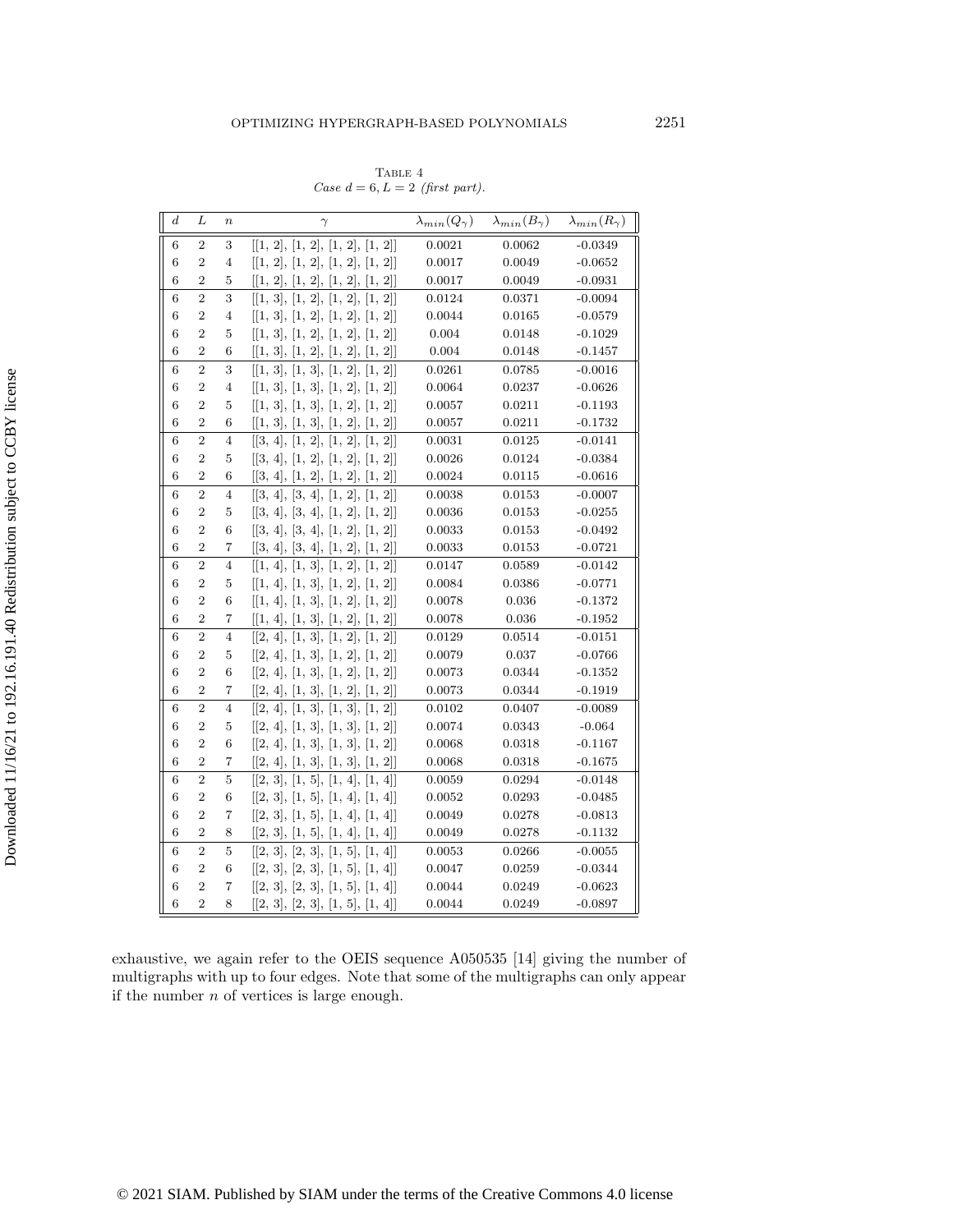Table 4
*Case $d = 6, L = 2$ (first part).*

| $d$ | $L$ | $n$ | $\gamma$ | $\lambda_{min}(Q_\gamma)$ | $\lambda_{min}(B_\gamma)$ | $\lambda_{min}(R_\gamma)$ |
|---|---|---|---|---|---|---|
| 6 | 2 | 3 | [[1, 2], [1, 2], [1, 2], [1, 2]] | 0.0021 | 0.0062 | -0.0349 |
| 6 | 2 | 4 | [[1, 2], [1, 2], [1, 2], [1, 2]] | 0.0017 | 0.0049 | -0.0652 |
| 6 | 2 | 5 | [[1, 2], [1, 2], [1, 2], [1, 2]] | 0.0017 | 0.0049 | -0.0931 |
| 6 | 2 | 3 | [[1, 3], [1, 2], [1, 2], [1, 2]] | 0.0124 | 0.0371 | -0.0094 |
| 6 | 2 | 4 | [[1, 3], [1, 2], [1, 2], [1, 2]] | 0.0044 | 0.0165 | -0.0579 |
| 6 | 2 | 5 | [[1, 3], [1, 2], [1, 2], [1, 2]] | 0.004 | 0.0148 | -0.1029 |
| 6 | 2 | 6 | [[1, 3], [1, 2], [1, 2], [1, 2]] | 0.004 | 0.0148 | -0.1457 |
| 6 | 2 | 3 | [[1, 3], [1, 3], [1, 2], [1, 2]] | 0.0261 | 0.0785 | -0.0016 |
| 6 | 2 | 4 | [[1, 3], [1, 3], [1, 2], [1, 2]] | 0.0064 | 0.0237 | -0.0626 |
| 6 | 2 | 5 | [[1, 3], [1, 3], [1, 2], [1, 2]] | 0.0057 | 0.0211 | -0.1193 |
| 6 | 2 | 6 | [[1, 3], [1, 3], [1, 2], [1, 2]] | 0.0057 | 0.0211 | -0.1732 |
| 6 | 2 | 4 | [[3, 4], [1, 2], [1, 2], [1, 2]] | 0.0031 | 0.0125 | -0.0141 |
| 6 | 2 | 5 | [[3, 4], [1, 2], [1, 2], [1, 2]] | 0.0026 | 0.0124 | -0.0384 |
| 6 | 2 | 6 | [[3, 4], [1, 2], [1, 2], [1, 2]] | 0.0024 | 0.0115 | -0.0616 |
| 6 | 2 | 4 | [[3, 4], [3, 4], [1, 2], [1, 2]] | 0.0038 | 0.0153 | -0.0007 |
| 6 | 2 | 5 | [[3, 4], [3, 4], [1, 2], [1, 2]] | 0.0036 | 0.0153 | -0.0255 |
| 6 | 2 | 6 | [[3, 4], [3, 4], [1, 2], [1, 2]] | 0.0033 | 0.0153 | -0.0492 |
| 6 | 2 | 7 | [[3, 4], [3, 4], [1, 2], [1, 2]] | 0.0033 | 0.0153 | -0.0721 |
| 6 | 2 | 4 | [[1, 4], [1, 3], [1, 2], [1, 2]] | 0.0147 | 0.0589 | -0.0142 |
| 6 | 2 | 5 | [[1, 4], [1, 3], [1, 2], [1, 2]] | 0.0084 | 0.0386 | -0.0771 |
| 6 | 2 | 6 | [[1, 4], [1, 3], [1, 2], [1, 2]] | 0.0078 | 0.036 | -0.1372 |
| 6 | 2 | 7 | [[1, 4], [1, 3], [1, 2], [1, 2]] | 0.0078 | 0.036 | -0.1952 |
| 6 | 2 | 4 | [[2, 4], [1, 3], [1, 2], [1, 2]] | 0.0129 | 0.0514 | -0.0151 |
| 6 | 2 | 5 | [[2, 4], [1, 3], [1, 2], [1, 2]] | 0.0079 | 0.037 | -0.0766 |
| 6 | 2 | 6 | [[2, 4], [1, 3], [1, 2], [1, 2]] | 0.0073 | 0.0344 | -0.1352 |
| 6 | 2 | 7 | [[2, 4], [1, 3], [1, 2], [1, 2]] | 0.0073 | 0.0344 | -0.1919 |
| 6 | 2 | 4 | [[2, 4], [1, 3], [1, 3], [1, 2]] | 0.0102 | 0.0407 | -0.0089 |
| 6 | 2 | 5 | [[2, 4], [1, 3], [1, 3], [1, 2]] | 0.0074 | 0.0343 | -0.064 |
| 6 | 2 | 6 | [[2, 4], [1, 3], [1, 3], [1, 2]] | 0.0068 | 0.0318 | -0.1167 |
| 6 | 2 | 7 | [[2, 4], [1, 3], [1, 3], [1, 2]] | 0.0068 | 0.0318 | -0.1675 |
| 6 | 2 | 5 | [[2, 3], [1, 5], [1, 4], [1, 4]] | 0.0059 | 0.0294 | -0.0148 |
| 6 | 2 | 6 | [[2, 3], [1, 5], [1, 4], [1, 4]] | 0.0052 | 0.0293 | -0.0485 |
| 6 | 2 | 7 | [[2, 3], [1, 5], [1, 4], [1, 4]] | 0.0049 | 0.0278 | -0.0813 |
| 6 | 2 | 8 | [[2, 3], [1, 5], [1, 4], [1, 4]] | 0.0049 | 0.0278 | -0.1132 |
| 6 | 2 | 5 | [[2, 3], [2, 3], [1, 5], [1, 4]] | 0.0053 | 0.0266 | -0.0055 |
| 6 | 2 | 6 | [[2, 3], [2, 3], [1, 5], [1, 4]] | 0.0047 | 0.0259 | -0.0344 |
| 6 | 2 | 7 | [[2, 3], [2, 3], [1, 5], [1, 4]] | 0.0044 | 0.0249 | -0.0623 |
| 6 | 2 | 8 | [[2, 3], [2, 3], [1, 5], [1, 4]] | 0.0044 | 0.0249 | -0.0897 |

exhaustive, we again refer to the OEIS sequence A050535 [14] giving the number of multigraphs with up to four edges. Note that some of the multigraphs can only appear if the number $n$ of vertices is large enough.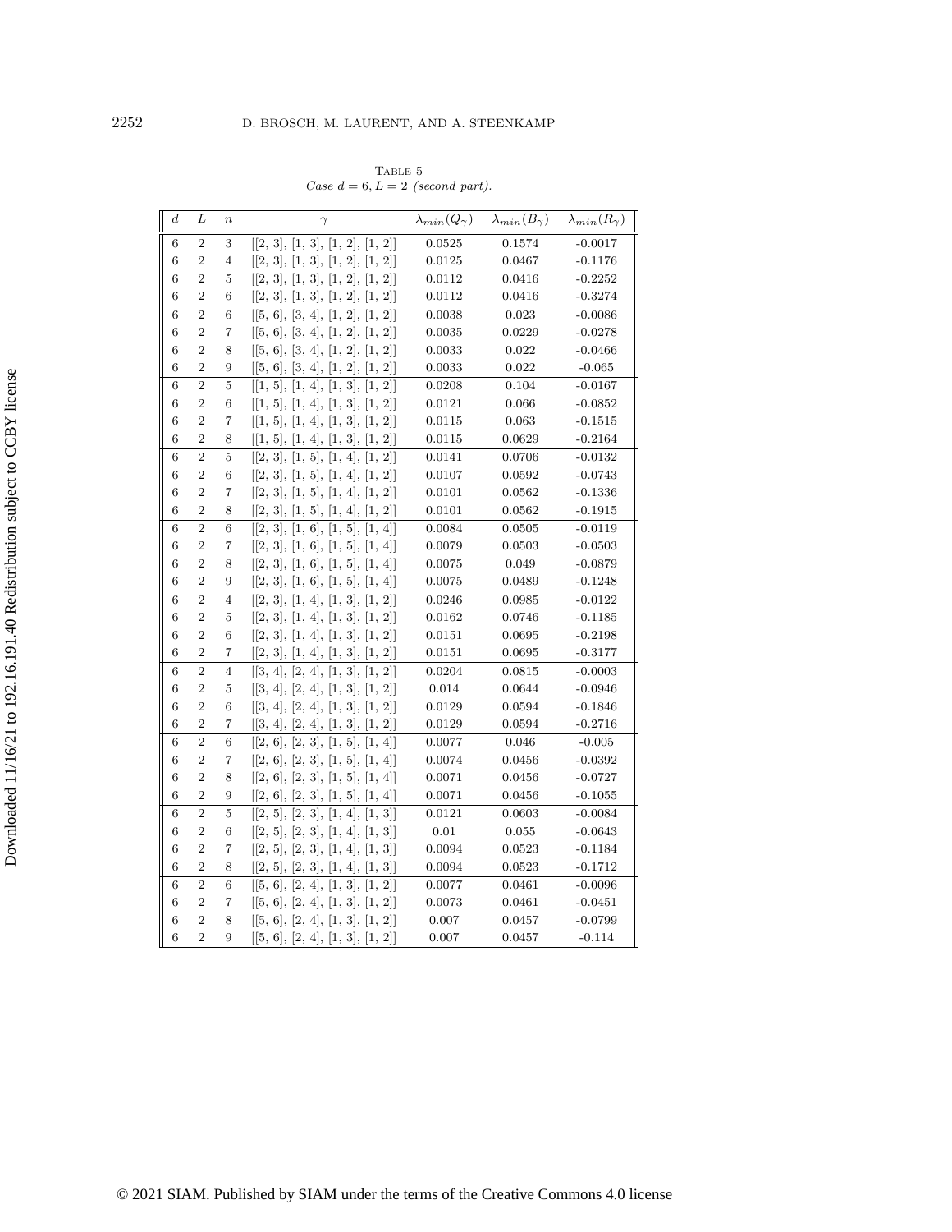Table 5
*Case $d = 6, L = 2$ (second part).*

| $d$ | $L$ | $n$ | $\gamma$ | $\lambda_{min}(Q_\gamma)$ | $\lambda_{min}(B_\gamma)$ | $\lambda_{min}(R_\gamma)$ |
|---|---|---|---|---|---|---|
| 6 | 2 | 3 | [[2, 3], [1, 3], [1, 2], [1, 2]] | 0.0525 | 0.1574 | -0.0017 |
| 6 | 2 | 4 | [[2, 3], [1, 3], [1, 2], [1, 2]] | 0.0125 | 0.0467 | -0.1176 |
| 6 | 2 | 5 | [[2, 3], [1, 3], [1, 2], [1, 2]] | 0.0112 | 0.0416 | -0.2252 |
| 6 | 2 | 6 | [[2, 3], [1, 3], [1, 2], [1, 2]] | 0.0112 | 0.0416 | -0.3274 |
| 6 | 2 | 6 | [[5, 6], [3, 4], [1, 2], [1, 2]] | 0.0038 | 0.023 | -0.0086 |
| 6 | 2 | 7 | [[5, 6], [3, 4], [1, 2], [1, 2]] | 0.0035 | 0.0229 | -0.0278 |
| 6 | 2 | 8 | [[5, 6], [3, 4], [1, 2], [1, 2]] | 0.0033 | 0.022 | -0.0466 |
| 6 | 2 | 9 | [[5, 6], [3, 4], [1, 2], [1, 2]] | 0.0033 | 0.022 | -0.065 |
| 6 | 2 | 5 | [[1, 5], [1, 4], [1, 3], [1, 2]] | 0.0208 | 0.104 | -0.0167 |
| 6 | 2 | 6 | [[1, 5], [1, 4], [1, 3], [1, 2]] | 0.0121 | 0.066 | -0.0852 |
| 6 | 2 | 7 | [[1, 5], [1, 4], [1, 3], [1, 2]] | 0.0115 | 0.063 | -0.1515 |
| 6 | 2 | 8 | [[1, 5], [1, 4], [1, 3], [1, 2]] | 0.0115 | 0.0629 | -0.2164 |
| 6 | 2 | 5 | [[2, 3], [1, 5], [1, 4], [1, 2]] | 0.0141 | 0.0706 | -0.0132 |
| 6 | 2 | 6 | [[2, 3], [1, 5], [1, 4], [1, 2]] | 0.0107 | 0.0592 | -0.0743 |
| 6 | 2 | 7 | [[2, 3], [1, 5], [1, 4], [1, 2]] | 0.0101 | 0.0562 | -0.1336 |
| 6 | 2 | 8 | [[2, 3], [1, 5], [1, 4], [1, 2]] | 0.0101 | 0.0562 | -0.1915 |
| 6 | 2 | 6 | [[2, 3], [1, 6], [1, 5], [1, 4]] | 0.0084 | 0.0505 | -0.0119 |
| 6 | 2 | 7 | [[2, 3], [1, 6], [1, 5], [1, 4]] | 0.0079 | 0.0503 | -0.0503 |
| 6 | 2 | 8 | [[2, 3], [1, 6], [1, 5], [1, 4]] | 0.0075 | 0.049 | -0.0879 |
| 6 | 2 | 9 | [[2, 3], [1, 6], [1, 5], [1, 4]] | 0.0075 | 0.0489 | -0.1248 |
| 6 | 2 | 4 | [[2, 3], [1, 4], [1, 3], [1, 2]] | 0.0246 | 0.0985 | -0.0122 |
| 6 | 2 | 5 | [[2, 3], [1, 4], [1, 3], [1, 2]] | 0.0162 | 0.0746 | -0.1185 |
| 6 | 2 | 6 | [[2, 3], [1, 4], [1, 3], [1, 2]] | 0.0151 | 0.0695 | -0.2198 |
| 6 | 2 | 7 | [[2, 3], [1, 4], [1, 3], [1, 2]] | 0.0151 | 0.0695 | -0.3177 |
| 6 | 2 | 4 | [[3, 4], [2, 4], [1, 3], [1, 2]] | 0.0204 | 0.0815 | -0.0003 |
| 6 | 2 | 5 | [[3, 4], [2, 4], [1, 3], [1, 2]] | 0.014 | 0.0644 | -0.0946 |
| 6 | 2 | 6 | [[3, 4], [2, 4], [1, 3], [1, 2]] | 0.0129 | 0.0594 | -0.1846 |
| 6 | 2 | 7 | [[3, 4], [2, 4], [1, 3], [1, 2]] | 0.0129 | 0.0594 | -0.2716 |
| 6 | 2 | 6 | [[2, 6], [2, 3], [1, 5], [1, 4]] | 0.0077 | 0.046 | -0.005 |
| 6 | 2 | 7 | [[2, 6], [2, 3], [1, 5], [1, 4]] | 0.0074 | 0.0456 | -0.0392 |
| 6 | 2 | 8 | [[2, 6], [2, 3], [1, 5], [1, 4]] | 0.0071 | 0.0456 | -0.0727 |
| 6 | 2 | 9 | [[2, 6], [2, 3], [1, 5], [1, 4]] | 0.0071 | 0.0456 | -0.1055 |
| 6 | 2 | 5 | [[2, 5], [2, 3], [1, 4], [1, 3]] | 0.0121 | 0.0603 | -0.0084 |
| 6 | 2 | 6 | [[2, 5], [2, 3], [1, 4], [1, 3]] | 0.01 | 0.055 | -0.0643 |
| 6 | 2 | 7 | [[2, 5], [2, 3], [1, 4], [1, 3]] | 0.0094 | 0.0523 | -0.1184 |
| 6 | 2 | 8 | [[2, 5], [2, 3], [1, 4], [1, 3]] | 0.0094 | 0.0523 | -0.1712 |
| 6 | 2 | 6 | [[5, 6], [2, 4], [1, 3], [1, 2]] | 0.0077 | 0.0461 | -0.0096 |
| 6 | 2 | 7 | [[5, 6], [2, 4], [1, 3], [1, 2]] | 0.0073 | 0.0461 | -0.0451 |
| 6 | 2 | 8 | [[5, 6], [2, 4], [1, 3], [1, 2]] | 0.007 | 0.0457 | -0.0799 |
| 6 | 2 | 9 | [[5, 6], [2, 4], [1, 3], [1, 2]] | 0.007 | 0.0457 | -0.114 |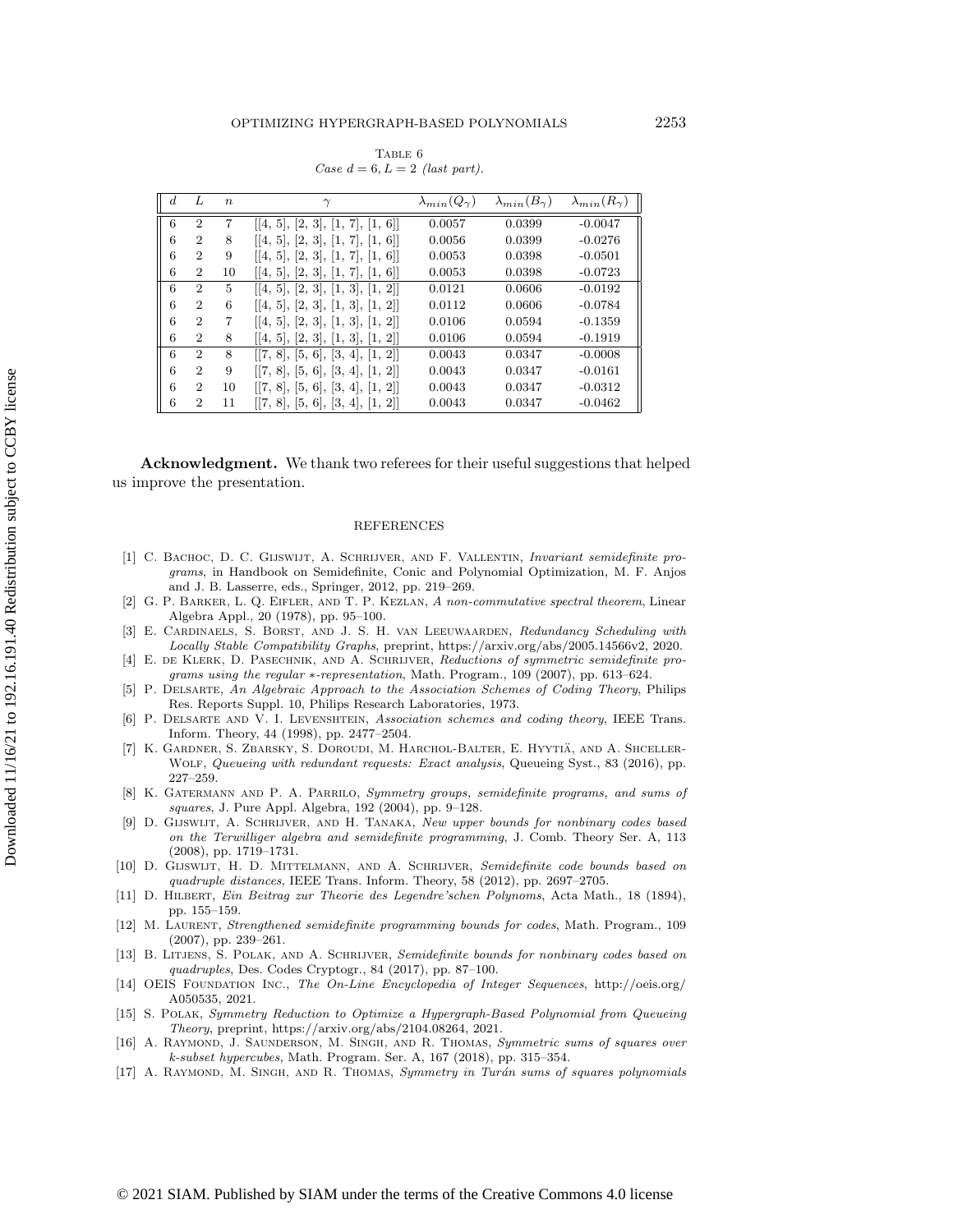Table 6
*Case $d = 6, L = 2$ (last part).*

| $d$ | $L$ | $n$ | $\gamma$ | $\lambda_{min}(Q_\gamma)$ | $\lambda_{min}(B_\gamma)$ | $\lambda_{min}(R_\gamma)$ |
|---|---|---|---|---|---|---|
| 6 | 2 | 7 | [[4, 5], [2, 3], [1, 7], [1, 6]] | 0.0057 | 0.0399 | -0.0047 |
| 6 | 2 | 8 | [[4, 5], [2, 3], [1, 7], [1, 6]] | 0.0056 | 0.0399 | -0.0276 |
| 6 | 2 | 9 | [[4, 5], [2, 3], [1, 7], [1, 6]] | 0.0053 | 0.0398 | -0.0501 |
| 6 | 2 | 10 | [[4, 5], [2, 3], [1, 7], [1, 6]] | 0.0053 | 0.0398 | -0.0723 |
| 6 | 2 | 5 | [[4, 5], [2, 3], [1, 3], [1, 2]] | 0.0121 | 0.0606 | -0.0192 |
| 6 | 2 | 6 | [[4, 5], [2, 3], [1, 3], [1, 2]] | 0.0112 | 0.0606 | -0.0784 |
| 6 | 2 | 7 | [[4, 5], [2, 3], [1, 3], [1, 2]] | 0.0106 | 0.0594 | -0.1359 |
| 6 | 2 | 8 | [[4, 5], [2, 3], [1, 3], [1, 2]] | 0.0106 | 0.0594 | -0.1919 |
| 6 | 2 | 8 | [[7, 8], [5, 6], [3, 4], [1, 2]] | 0.0043 | 0.0347 | -0.0008 |
| 6 | 2 | 9 | [[7, 8], [5, 6], [3, 4], [1, 2]] | 0.0043 | 0.0347 | -0.0161 |
| 6 | 2 | 10 | [[7, 8], [5, 6], [3, 4], [1, 2]] | 0.0043 | 0.0347 | -0.0312 |
| 6 | 2 | 11 | [[7, 8], [5, 6], [3, 4], [1, 2]] | 0.0043 | 0.0347 | -0.0462 |

**Acknowledgment.** We thank two referees for their useful suggestions that helped us improve the presentation.

## REFERENCES

[1] C. Bachoc, D. C. Gijswijt, A. Schrijver, and F. Vallentin, *Invariant semidefinite programs*, in Handbook on Semidefinite, Conic and Polynomial Optimization, M. F. Anjos and J. B. Lasserre, eds., Springer, 2012, pp. 219–269.

[2] G. P. Barker, L. Q. Eifler, and T. P. Kezlan, *A non-commutative spectral theorem*, Linear Algebra Appl., 20 (1978), pp. 95–100.

[3] E. Cardinaels, S. Borst, and J. S. H. van Leeuwaarden, *Redundancy Scheduling with Locally Stable Compatibility Graphs*, preprint, https://arxiv.org/abs/2005.14566v2, 2020.

[4] E. de Klerk, D. Pasechnik, and A. Schrijver, *Reductions of symmetric semidefinite programs using the regular ∗-representation*, Math. Program., 109 (2007), pp. 613–624.

[5] P. Delsarte, *An Algebraic Approach to the Association Schemes of Coding Theory*, Philips Res. Reports Suppl. 10, Philips Research Laboratories, 1973.

[6] P. Delsarte and V. I. Levenshtein, *Association schemes and coding theory*, IEEE Trans. Inform. Theory, 44 (1998), pp. 2477–2504.

[7] K. Gardner, S. Zbarsky, S. Doroudi, M. Harchol-Balter, E. Hyytiä, and A. Sheller-Wolf, *Queueing with redundant requests: Exact analysis*, Queueing Syst., 83 (2016), pp. 227–259.

[8] K. Gatermann and P. A. Parrilo, *Symmetry groups, semidefinite programs, and sums of squares*, J. Pure Appl. Algebra, 192 (2004), pp. 9–128.

[9] D. Gijswijt, A. Schrijver, and H. Tanaka, *New upper bounds for nonbinary codes based on the Terwilliger algebra and semidefinite programming*, J. Comb. Theory Ser. A, 113 (2008), pp. 1719–1731.

[10] D. Gijswijt, H. D. Mittelmann, and A. Schrijver, *Semidefinite code bounds based on quadruple distances*, IEEE Trans. Inform. Theory, 58 (2012), pp. 2697–2705.

[11] D. Hilbert, *Ein Beitrag zur Theorie des Legendre'schen Polynoms*, Acta Math., 18 (1894), pp. 155–159.

[12] M. Laurent, *Strengthened semidefinite programming bounds for codes*, Math. Program., 109 (2007), pp. 239–261.

[13] B. Litjens, S. Polak, and A. Schrijver, *Semidefinite bounds for nonbinary codes based on quadruples*, Des. Codes Cryptogr., 84 (2017), pp. 87–100.

[14] OEIS Foundation Inc., *The On-Line Encyclopedia of Integer Sequences*, http://oeis.org/A050535, 2021.

[15] S. Polak, *Symmetry Reduction to Optimize a Hypergraph-Based Polynomial from Queueing Theory*, preprint, https://arxiv.org/abs/2104.08264, 2021.

[16] A. Raymond, J. Saunderson, M. Singh, and R. Thomas, *Symmetric sums of squares over k-subset hypercubes*, Math. Program. Ser. A, 167 (2018), pp. 315–354.

[17] A. Raymond, M. Singh, and R. Thomas, *Symmetry in Turán sums of squares polynomials*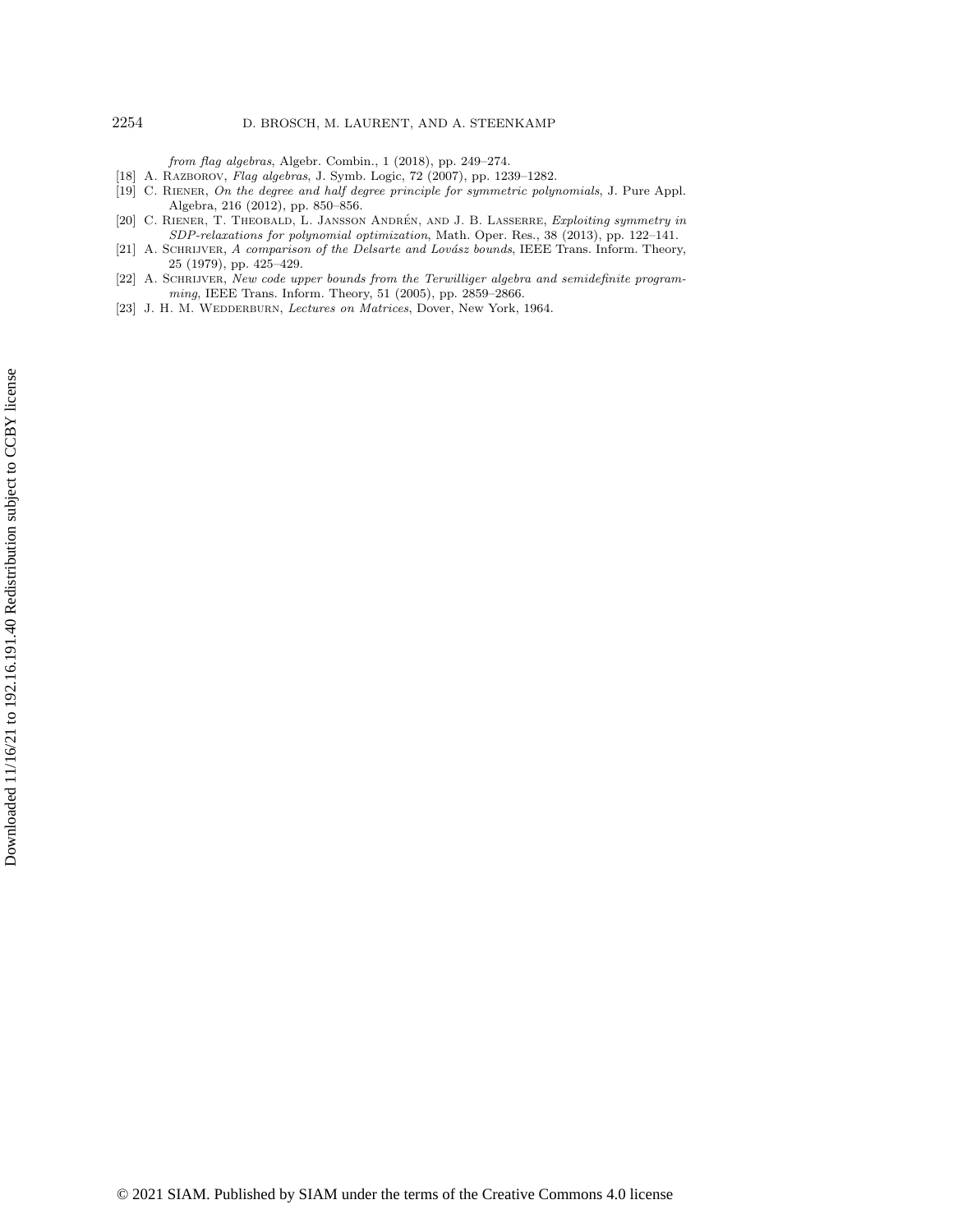*from flag algebras*, Algebr. Combin., 1 (2018), pp. 249–274.

[18] A. Razborov, *Flag algebras*, J. Symb. Logic, 72 (2007), pp. 1239–1282.

[19] C. Riener, *On the degree and half degree principle for symmetric polynomials*, J. Pure Appl. Algebra, 216 (2012), pp. 850–856.

[20] C. Riener, T. Theobald, L. Jansson Andrén, and J. B. Lasserre, *Exploiting symmetry in SDP-relaxations for polynomial optimization*, Math. Oper. Res., 38 (2013), pp. 122–141.

[21] A. Schrijver, *A comparison of the Delsarte and Lovász bounds*, IEEE Trans. Inform. Theory, 25 (1979), pp. 425–429.

[22] A. Schrijver, *New code upper bounds from the Terwilliger algebra and semidefinite programming*, IEEE Trans. Inform. Theory, 51 (2005), pp. 2859–2866.

[23] J. H. M. Wedderburn, *Lectures on Matrices*, Dover, New York, 1964.